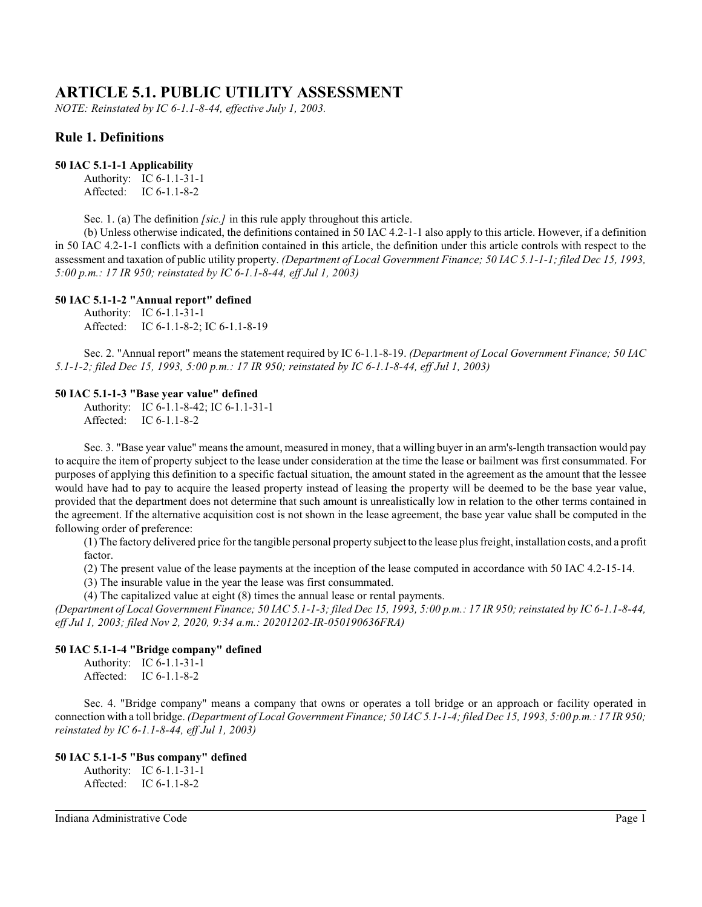# ARTICLE 5.1. PUBLIC UTILITY ASSESSMENT

*NOTE: Reinstated by IC 6-1.1-8-44, effective July 1, 2003.*

## Rule 1. Definitions

### 50 IAC 5.1-1-1 Applicability

Authority: IC 6-1.1-31-1
Affected: IC 6-1.1-8-2

Sec. 1. (a) The definition *[sic.]* in this rule apply throughout this article.

(b) Unless otherwise indicated, the definitions contained in 50 IAC 4.2-1-1 also apply to this article. However, if a definition in 50 IAC 4.2-1-1 conflicts with a definition contained in this article, the definition under this article controls with respect to the assessment and taxation of public utility property. *(Department of Local Government Finance; 50 IAC 5.1-1-1; filed Dec 15, 1993, 5:00 p.m.: 17 IR 950; reinstated by IC 6-1.1-8-44, eff Jul 1, 2003)*

### 50 IAC 5.1-1-2 "Annual report" defined

Authority: IC 6-1.1-31-1
Affected: IC 6-1.1-8-2; IC 6-1.1-8-19

Sec. 2. "Annual report" means the statement required by IC 6-1.1-8-19. *(Department of Local Government Finance; 50 IAC 5.1-1-2; filed Dec 15, 1993, 5:00 p.m.: 17 IR 950; reinstated by IC 6-1.1-8-44, eff Jul 1, 2003)*

### 50 IAC 5.1-1-3 "Base year value" defined

Authority: IC 6-1.1-8-42; IC 6-1.1-31-1
Affected: IC 6-1.1-8-2

Sec. 3. "Base year value" means the amount, measured in money, that a willing buyer in an arm's-length transaction would pay to acquire the item of property subject to the lease under consideration at the time the lease or bailment was first consummated. For purposes of applying this definition to a specific factual situation, the amount stated in the agreement as the amount that the lessee would have had to pay to acquire the leased property instead of leasing the property will be deemed to be the base year value, provided that the department does not determine that such amount is unrealistically low in relation to the other terms contained in the agreement. If the alternative acquisition cost is not shown in the lease agreement, the base year value shall be computed in the following order of preference:

(1) The factory delivered price for the tangible personal property subject to the lease plus freight, installation costs, and a profit factor.

(2) The present value of the lease payments at the inception of the lease computed in accordance with 50 IAC 4.2-15-14.

(3) The insurable value in the year the lease was first consummated.

(4) The capitalized value at eight (8) times the annual lease or rental payments.

*(Department of Local Government Finance; 50 IAC 5.1-1-3; filed Dec 15, 1993, 5:00 p.m.: 17 IR 950; reinstated by IC 6-1.1-8-44, eff Jul 1, 2003; filed Nov 2, 2020, 9:34 a.m.: 20201202-IR-050190636FRA)*

### 50 IAC 5.1-1-4 "Bridge company" defined

Authority: IC 6-1.1-31-1
Affected: IC 6-1.1-8-2

Sec. 4. "Bridge company" means a company that owns or operates a toll bridge or an approach or facility operated in connection with a toll bridge. *(Department of Local Government Finance; 50 IAC 5.1-1-4; filed Dec 15, 1993, 5:00 p.m.: 17 IR 950; reinstated by IC 6-1.1-8-44, eff Jul 1, 2003)*

### 50 IAC 5.1-1-5 "Bus company" defined

Authority: IC 6-1.1-31-1
Affected: IC 6-1.1-8-2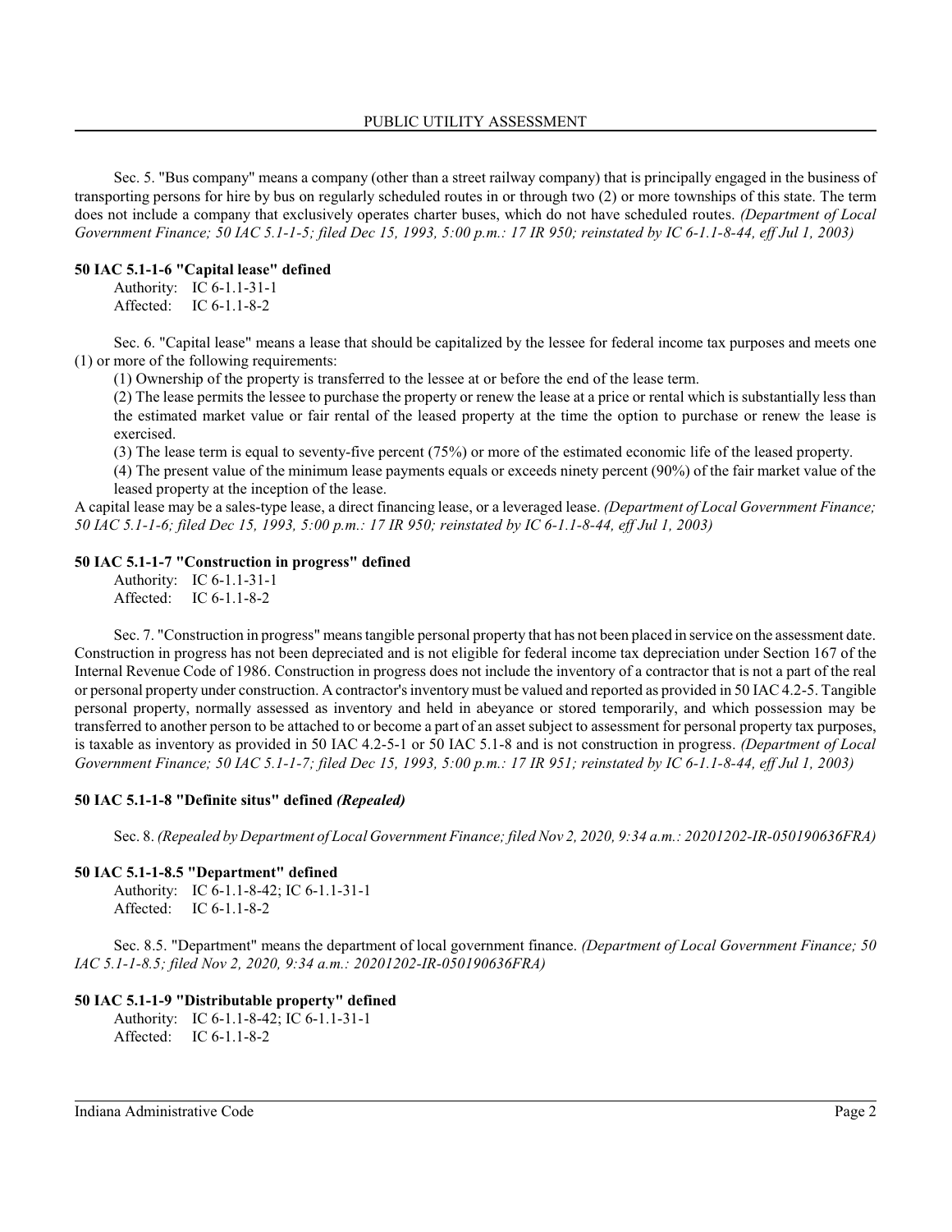Sec. 5. "Bus company" means a company (other than a street railway company) that is principally engaged in the business of transporting persons for hire by bus on regularly scheduled routes in or through two (2) or more townships of this state. The term does not include a company that exclusively operates charter buses, which do not have scheduled routes. *(Department of Local Government Finance; 50 IAC 5.1-1-5; filed Dec 15, 1993, 5:00 p.m.: 17 IR 950; reinstated by IC 6-1.1-8-44, eff Jul 1, 2003)*

### 50 IAC 5.1-1-6 "Capital lease" defined

Authority: IC 6-1.1-31-1
Affected: IC 6-1.1-8-2

Sec. 6. "Capital lease" means a lease that should be capitalized by the lessee for federal income tax purposes and meets one (1) or more of the following requirements:

(1) Ownership of the property is transferred to the lessee at or before the end of the lease term.

(2) The lease permits the lessee to purchase the property or renew the lease at a price or rental which is substantially less than the estimated market value or fair rental of the leased property at the time the option to purchase or renew the lease is exercised.

(3) The lease term is equal to seventy-five percent (75%) or more of the estimated economic life of the leased property.

(4) The present value of the minimum lease payments equals or exceeds ninety percent (90%) of the fair market value of the leased property at the inception of the lease.

A capital lease may be a sales-type lease, a direct financing lease, or a leveraged lease. *(Department of Local Government Finance; 50 IAC 5.1-1-6; filed Dec 15, 1993, 5:00 p.m.: 17 IR 950; reinstated by IC 6-1.1-8-44, eff Jul 1, 2003)*

### 50 IAC 5.1-1-7 "Construction in progress" defined

Authority: IC 6-1.1-31-1
Affected: IC 6-1.1-8-2

Sec. 7. "Construction in progress" means tangible personal property that has not been placed in service on the assessment date. Construction in progress has not been depreciated and is not eligible for federal income tax depreciation under Section 167 of the Internal Revenue Code of 1986. Construction in progress does not include the inventory of a contractor that is not a part of the real or personal property under construction. A contractor's inventory must be valued and reported as provided in 50 IAC 4.2-5. Tangible personal property, normally assessed as inventory and held in abeyance or stored temporarily, and which possession may be transferred to another person to be attached to or become a part of an asset subject to assessment for personal property tax purposes, is taxable as inventory as provided in 50 IAC 4.2-5-1 or 50 IAC 5.1-8 and is not construction in progress. *(Department of Local Government Finance; 50 IAC 5.1-1-7; filed Dec 15, 1993, 5:00 p.m.: 17 IR 951; reinstated by IC 6-1.1-8-44, eff Jul 1, 2003)*

### 50 IAC 5.1-1-8 "Definite situs" defined *(Repealed)*

Sec. 8. *(Repealed by Department of Local Government Finance; filed Nov 2, 2020, 9:34 a.m.: 20201202-IR-050190636FRA)*

### 50 IAC 5.1-1-8.5 "Department" defined

Authority: IC 6-1.1-8-42; IC 6-1.1-31-1
Affected: IC 6-1.1-8-2

Sec. 8.5. "Department" means the department of local government finance. *(Department of Local Government Finance; 50 IAC 5.1-1-8.5; filed Nov 2, 2020, 9:34 a.m.: 20201202-IR-050190636FRA)*

### 50 IAC 5.1-1-9 "Distributable property" defined

Authority: IC 6-1.1-8-42; IC 6-1.1-31-1
Affected: IC 6-1.1-8-2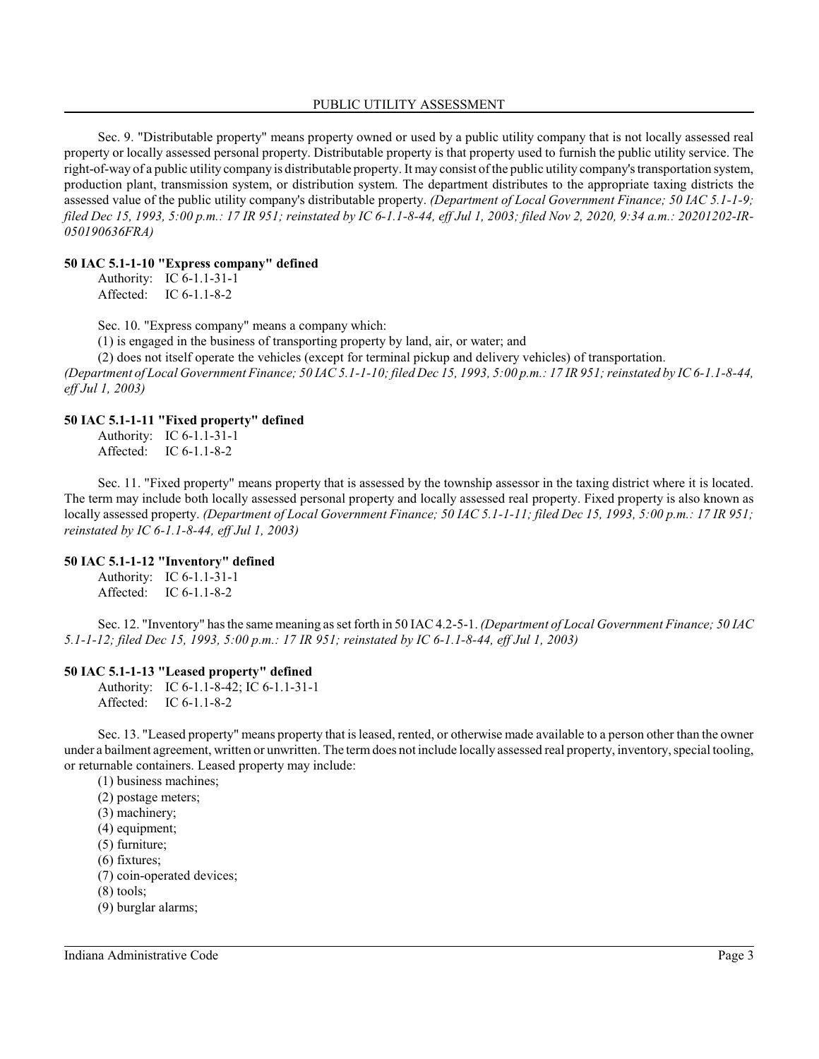Sec. 9. "Distributable property" means property owned or used by a public utility company that is not locally assessed real property or locally assessed personal property. Distributable property is that property used to furnish the public utility service. The right-of-way of a public utility company is distributable property. It may consist of the public utility company's transportation system, production plant, transmission system, or distribution system. The department distributes to the appropriate taxing districts the assessed value of the public utility company's distributable property. *(Department of Local Government Finance; 50 IAC 5.1-1-9; filed Dec 15, 1993, 5:00 p.m.: 17 IR 951; reinstated by IC 6-1.1-8-44, eff Jul 1, 2003; filed Nov 2, 2020, 9:34 a.m.: 20201202-IR-050190636FRA)*

**50 IAC 5.1-1-10 "Express company" defined**

Authority: IC 6-1.1-31-1
Affected: IC 6-1.1-8-2

Sec. 10. "Express company" means a company which:

(1) is engaged in the business of transporting property by land, air, or water; and

(2) does not itself operate the vehicles (except for terminal pickup and delivery vehicles) of transportation.

*(Department of Local Government Finance; 50 IAC 5.1-1-10; filed Dec 15, 1993, 5:00 p.m.: 17 IR 951; reinstated by IC 6-1.1-8-44, eff Jul 1, 2003)*

**50 IAC 5.1-1-11 "Fixed property" defined**

Authority: IC 6-1.1-31-1
Affected: IC 6-1.1-8-2

Sec. 11. "Fixed property" means property that is assessed by the township assessor in the taxing district where it is located. The term may include both locally assessed personal property and locally assessed real property. Fixed property is also known as locally assessed property. *(Department of Local Government Finance; 50 IAC 5.1-1-11; filed Dec 15, 1993, 5:00 p.m.: 17 IR 951; reinstated by IC 6-1.1-8-44, eff Jul 1, 2003)*

**50 IAC 5.1-1-12 "Inventory" defined**

Authority: IC 6-1.1-31-1
Affected: IC 6-1.1-8-2

Sec. 12. "Inventory" has the same meaning as set forth in 50 IAC 4.2-5-1. *(Department of Local Government Finance; 50 IAC 5.1-1-12; filed Dec 15, 1993, 5:00 p.m.: 17 IR 951; reinstated by IC 6-1.1-8-44, eff Jul 1, 2003)*

**50 IAC 5.1-1-13 "Leased property" defined**

Authority: IC 6-1.1-8-42; IC 6-1.1-31-1
Affected: IC 6-1.1-8-2

Sec. 13. "Leased property" means property that is leased, rented, or otherwise made available to a person other than the owner under a bailment agreement, written or unwritten. The term does not include locally assessed real property, inventory, special tooling, or returnable containers. Leased property may include:

(1) business machines;
(2) postage meters;
(3) machinery;
(4) equipment;
(5) furniture;
(6) fixtures;
(7) coin-operated devices;
(8) tools;
(9) burglar alarms;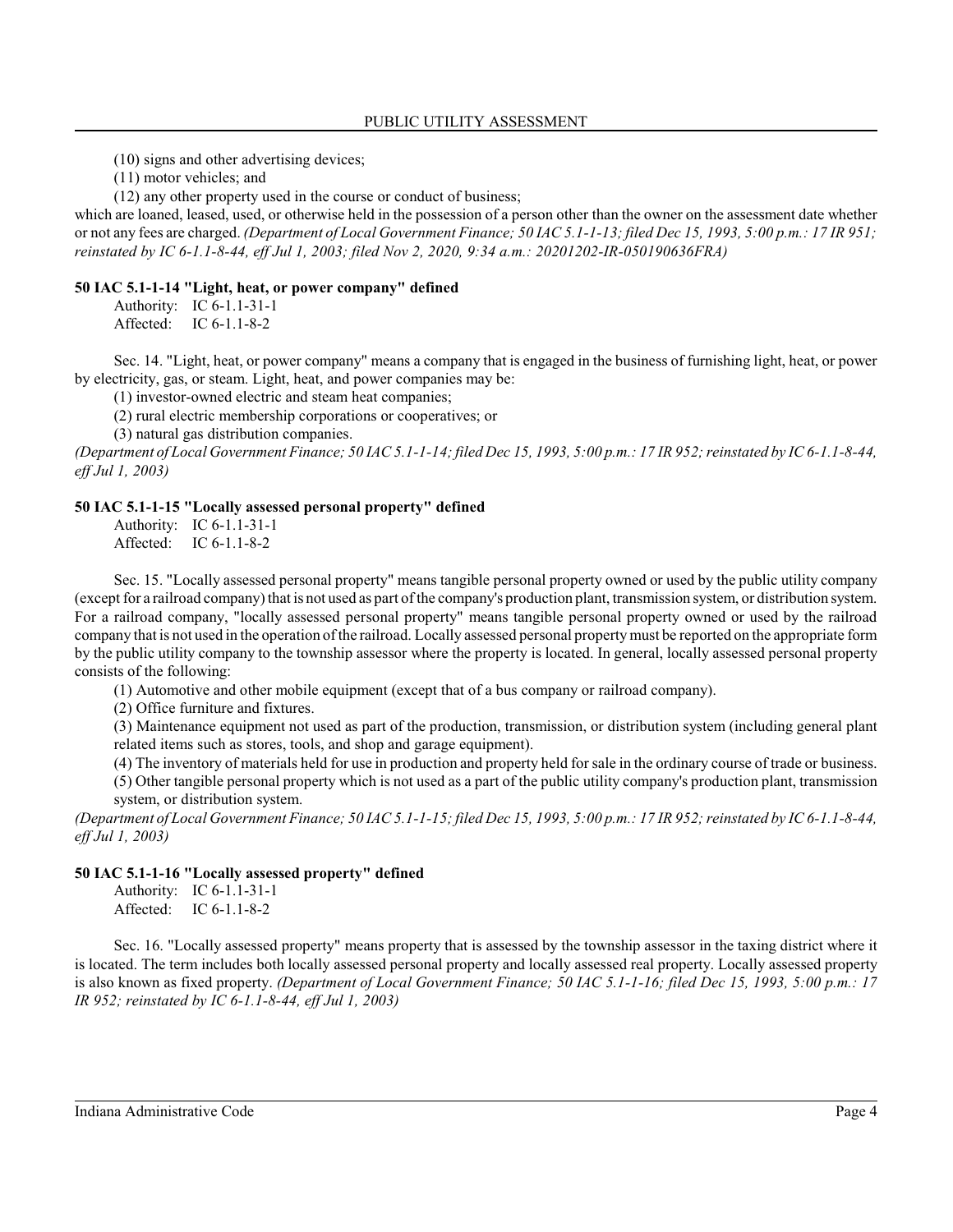(10) signs and other advertising devices;

(11) motor vehicles; and

(12) any other property used in the course or conduct of business;

which are loaned, leased, used, or otherwise held in the possession of a person other than the owner on the assessment date whether or not any fees are charged. *(Department of Local Government Finance; 50 IAC 5.1-1-13; filed Dec 15, 1993, 5:00 p.m.: 17 IR 951; reinstated by IC 6-1.1-8-44, eff Jul 1, 2003; filed Nov 2, 2020, 9:34 a.m.: 20201202-IR-050190636FRA)*

**50 IAC 5.1-1-14 "Light, heat, or power company" defined**

Authority: IC 6-1.1-31-1
Affected: IC 6-1.1-8-2

Sec. 14. "Light, heat, or power company" means a company that is engaged in the business of furnishing light, heat, or power by electricity, gas, or steam. Light, heat, and power companies may be:

(1) investor-owned electric and steam heat companies;

(2) rural electric membership corporations or cooperatives; or

(3) natural gas distribution companies.

*(Department of Local Government Finance; 50 IAC 5.1-1-14; filed Dec 15, 1993, 5:00 p.m.: 17 IR 952; reinstated by IC 6-1.1-8-44, eff Jul 1, 2003)*

**50 IAC 5.1-1-15 "Locally assessed personal property" defined**

Authority: IC 6-1.1-31-1
Affected: IC 6-1.1-8-2

Sec. 15. "Locally assessed personal property" means tangible personal property owned or used by the public utility company (except for a railroad company) that is not used as part of the company's production plant, transmission system, or distribution system. For a railroad company, "locally assessed personal property" means tangible personal property owned or used by the railroad company that is not used in the operation of the railroad. Locally assessed personal property must be reported on the appropriate form by the public utility company to the township assessor where the property is located. In general, locally assessed personal property consists of the following:

(1) Automotive and other mobile equipment (except that of a bus company or railroad company).

(2) Office furniture and fixtures.

(3) Maintenance equipment not used as part of the production, transmission, or distribution system (including general plant related items such as stores, tools, and shop and garage equipment).

(4) The inventory of materials held for use in production and property held for sale in the ordinary course of trade or business.

(5) Other tangible personal property which is not used as a part of the public utility company's production plant, transmission system, or distribution system.

*(Department of Local Government Finance; 50 IAC 5.1-1-15; filed Dec 15, 1993, 5:00 p.m.: 17 IR 952; reinstated by IC 6-1.1-8-44, eff Jul 1, 2003)*

**50 IAC 5.1-1-16 "Locally assessed property" defined**

Authority: IC 6-1.1-31-1
Affected: IC 6-1.1-8-2

Sec. 16. "Locally assessed property" means property that is assessed by the township assessor in the taxing district where it is located. The term includes both locally assessed personal property and locally assessed real property. Locally assessed property is also known as fixed property. *(Department of Local Government Finance; 50 IAC 5.1-1-16; filed Dec 15, 1993, 5:00 p.m.: 17 IR 952; reinstated by IC 6-1.1-8-44, eff Jul 1, 2003)*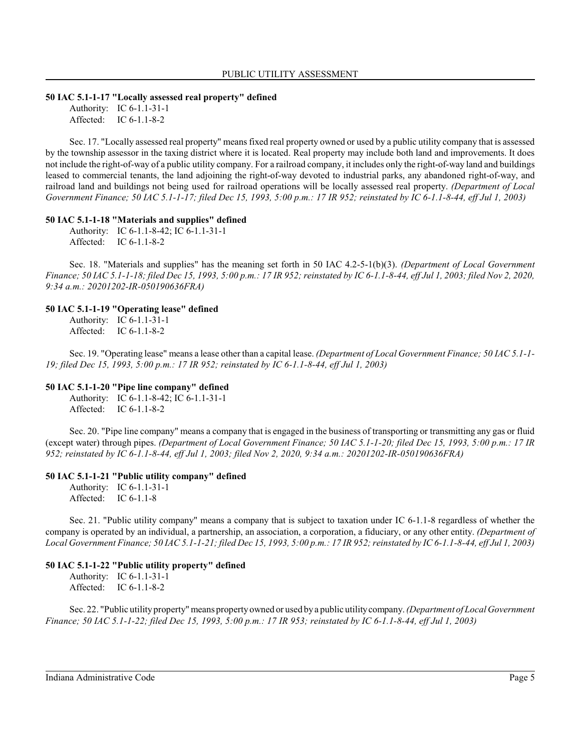### 50 IAC 5.1-1-17 "Locally assessed real property" defined

Authority: IC 6-1.1-31-1
Affected: IC 6-1.1-8-2

Sec. 17. "Locally assessed real property" means fixed real property owned or used by a public utility company that is assessed by the township assessor in the taxing district where it is located. Real property may include both land and improvements. It does not include the right-of-way of a public utility company. For a railroad company, it includes only the right-of-way land and buildings leased to commercial tenants, the land adjoining the right-of-way devoted to industrial parks, any abandoned right-of-way, and railroad land and buildings not being used for railroad operations will be locally assessed real property. *(Department of Local Government Finance; 50 IAC 5.1-1-17; filed Dec 15, 1993, 5:00 p.m.: 17 IR 952; reinstated by IC 6-1.1-8-44, eff Jul 1, 2003)*

### 50 IAC 5.1-1-18 "Materials and supplies" defined

Authority: IC 6-1.1-8-42; IC 6-1.1-31-1
Affected: IC 6-1.1-8-2

Sec. 18. "Materials and supplies" has the meaning set forth in 50 IAC 4.2-5-1(b)(3). *(Department of Local Government Finance; 50 IAC 5.1-1-18; filed Dec 15, 1993, 5:00 p.m.: 17 IR 952; reinstated by IC 6-1.1-8-44, eff Jul 1, 2003; filed Nov 2, 2020, 9:34 a.m.: 20201202-IR-050190636FRA)*

### 50 IAC 5.1-1-19 "Operating lease" defined

Authority: IC 6-1.1-31-1
Affected: IC 6-1.1-8-2

Sec. 19. "Operating lease" means a lease other than a capital lease. *(Department of Local Government Finance; 50 IAC 5.1-1-19; filed Dec 15, 1993, 5:00 p.m.: 17 IR 952; reinstated by IC 6-1.1-8-44, eff Jul 1, 2003)*

### 50 IAC 5.1-1-20 "Pipe line company" defined

Authority: IC 6-1.1-8-42; IC 6-1.1-31-1
Affected: IC 6-1.1-8-2

Sec. 20. "Pipe line company" means a company that is engaged in the business of transporting or transmitting any gas or fluid (except water) through pipes. *(Department of Local Government Finance; 50 IAC 5.1-1-20; filed Dec 15, 1993, 5:00 p.m.: 17 IR 952; reinstated by IC 6-1.1-8-44, eff Jul 1, 2003; filed Nov 2, 2020, 9:34 a.m.: 20201202-IR-050190636FRA)*

### 50 IAC 5.1-1-21 "Public utility company" defined

Authority: IC 6-1.1-31-1
Affected: IC 6-1.1-8

Sec. 21. "Public utility company" means a company that is subject to taxation under IC 6-1.1-8 regardless of whether the company is operated by an individual, a partnership, an association, a corporation, a fiduciary, or any other entity. *(Department of Local Government Finance; 50 IAC 5.1-1-21; filed Dec 15, 1993, 5:00 p.m.: 17 IR 952; reinstated by IC 6-1.1-8-44, eff Jul 1, 2003)*

### 50 IAC 5.1-1-22 "Public utility property" defined

Authority: IC 6-1.1-31-1
Affected: IC 6-1.1-8-2

Sec. 22. "Public utility property" means property owned or used by a public utility company. *(Department of Local Government Finance; 50 IAC 5.1-1-22; filed Dec 15, 1993, 5:00 p.m.: 17 IR 953; reinstated by IC 6-1.1-8-44, eff Jul 1, 2003)*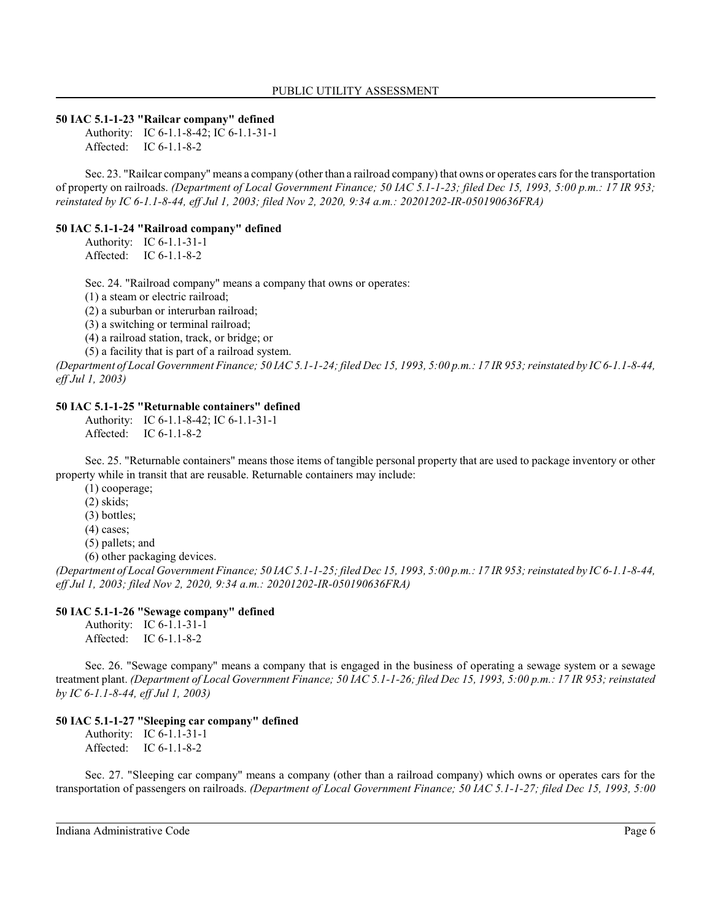### 50 IAC 5.1-1-23 "Railcar company" defined

Authority: IC 6-1.1-8-42; IC 6-1.1-31-1
Affected: IC 6-1.1-8-2

Sec. 23. "Railcar company" means a company (other than a railroad company) that owns or operates cars for the transportation of property on railroads. *(Department of Local Government Finance; 50 IAC 5.1-1-23; filed Dec 15, 1993, 5:00 p.m.: 17 IR 953; reinstated by IC 6-1.1-8-44, eff Jul 1, 2003; filed Nov 2, 2020, 9:34 a.m.: 20201202-IR-050190636FRA)*

### 50 IAC 5.1-1-24 "Railroad company" defined

Authority: IC 6-1.1-31-1
Affected: IC 6-1.1-8-2

Sec. 24. "Railroad company" means a company that owns or operates:

(1) a steam or electric railroad;
(2) a suburban or interurban railroad;
(3) a switching or terminal railroad;
(4) a railroad station, track, or bridge; or
(5) a facility that is part of a railroad system.

*(Department of Local Government Finance; 50 IAC 5.1-1-24; filed Dec 15, 1993, 5:00 p.m.: 17 IR 953; reinstated by IC 6-1.1-8-44, eff Jul 1, 2003)*

### 50 IAC 5.1-1-25 "Returnable containers" defined

Authority: IC 6-1.1-8-42; IC 6-1.1-31-1
Affected: IC 6-1.1-8-2

Sec. 25. "Returnable containers" means those items of tangible personal property that are used to package inventory or other property while in transit that are reusable. Returnable containers may include:

(1) cooperage;
(2) skids;
(3) bottles;
(4) cases;
(5) pallets; and
(6) other packaging devices.

*(Department of Local Government Finance; 50 IAC 5.1-1-25; filed Dec 15, 1993, 5:00 p.m.: 17 IR 953; reinstated by IC 6-1.1-8-44, eff Jul 1, 2003; filed Nov 2, 2020, 9:34 a.m.: 20201202-IR-050190636FRA)*

### 50 IAC 5.1-1-26 "Sewage company" defined

Authority: IC 6-1.1-31-1
Affected: IC 6-1.1-8-2

Sec. 26. "Sewage company" means a company that is engaged in the business of operating a sewage system or a sewage treatment plant. *(Department of Local Government Finance; 50 IAC 5.1-1-26; filed Dec 15, 1993, 5:00 p.m.: 17 IR 953; reinstated by IC 6-1.1-8-44, eff Jul 1, 2003)*

### 50 IAC 5.1-1-27 "Sleeping car company" defined

Authority: IC 6-1.1-31-1
Affected: IC 6-1.1-8-2

Sec. 27. "Sleeping car company" means a company (other than a railroad company) which owns or operates cars for the transportation of passengers on railroads. *(Department of Local Government Finance; 50 IAC 5.1-1-27; filed Dec 15, 1993, 5:00*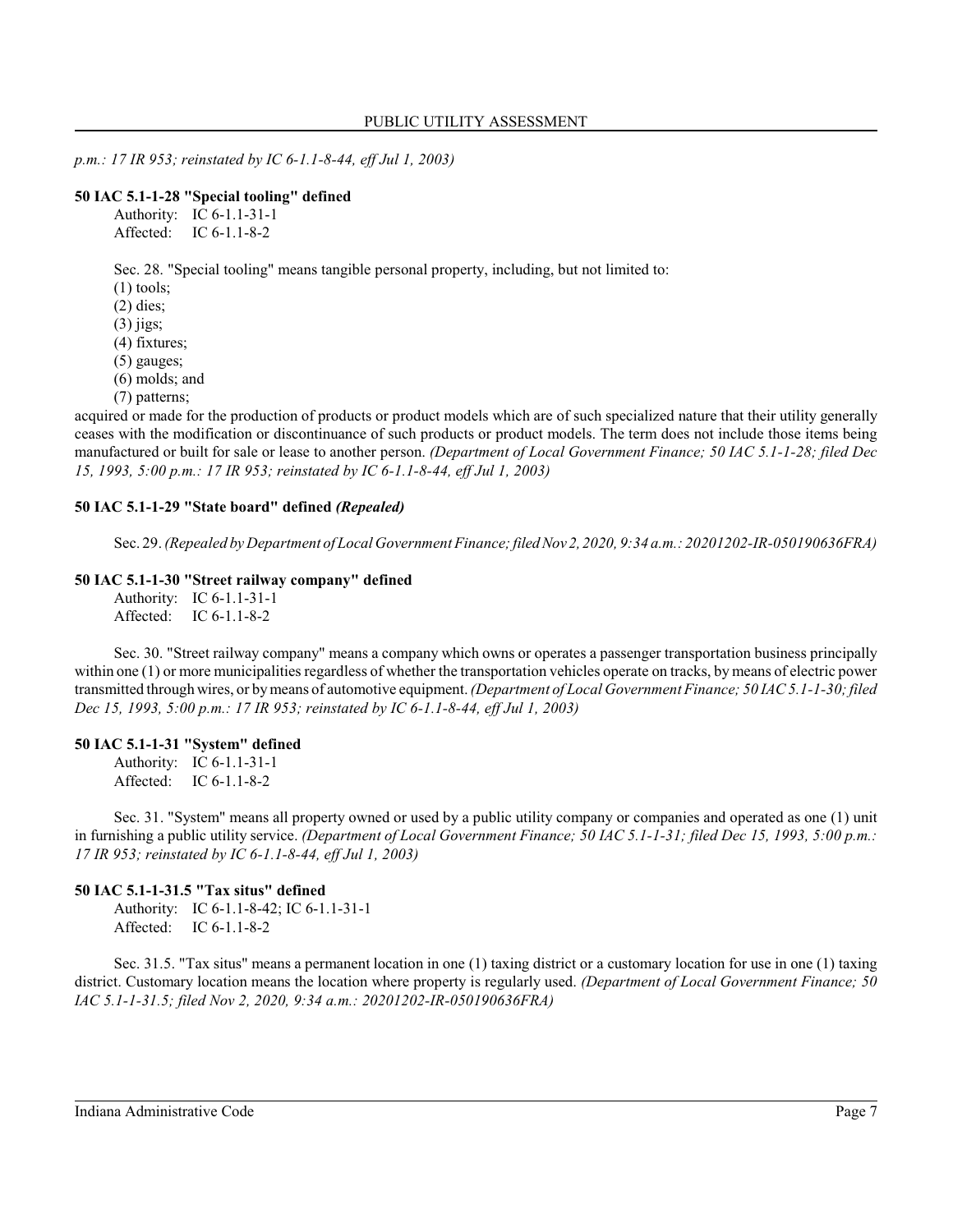*p.m.: 17 IR 953; reinstated by IC 6-1.1-8-44, eff Jul 1, 2003)*

**50 IAC 5.1-1-28 "Special tooling" defined**

Authority: IC 6-1.1-31-1
Affected: IC 6-1.1-8-2

Sec. 28. "Special tooling" means tangible personal property, including, but not limited to:
(1) tools;
(2) dies;
(3) jigs;
(4) fixtures;
(5) gauges;
(6) molds; and
(7) patterns;

acquired or made for the production of products or product models which are of such specialized nature that their utility generally ceases with the modification or discontinuance of such products or product models. The term does not include those items being manufactured or built for sale or lease to another person. *(Department of Local Government Finance; 50 IAC 5.1-1-28; filed Dec 15, 1993, 5:00 p.m.: 17 IR 953; reinstated by IC 6-1.1-8-44, eff Jul 1, 2003)*

**50 IAC 5.1-1-29 "State board" defined *(Repealed)***

Sec. 29. *(Repealed by Department of Local Government Finance; filed Nov 2, 2020, 9:34 a.m.: 20201202-IR-050190636FRA)*

**50 IAC 5.1-1-30 "Street railway company" defined**

Authority: IC 6-1.1-31-1
Affected: IC 6-1.1-8-2

Sec. 30. "Street railway company" means a company which owns or operates a passenger transportation business principally within one (1) or more municipalities regardless of whether the transportation vehicles operate on tracks, by means of electric power transmitted through wires, or by means of automotive equipment. *(Department of Local Government Finance; 50 IAC 5.1-1-30; filed Dec 15, 1993, 5:00 p.m.: 17 IR 953; reinstated by IC 6-1.1-8-44, eff Jul 1, 2003)*

**50 IAC 5.1-1-31 "System" defined**

Authority: IC 6-1.1-31-1
Affected: IC 6-1.1-8-2

Sec. 31. "System" means all property owned or used by a public utility company or companies and operated as one (1) unit in furnishing a public utility service. *(Department of Local Government Finance; 50 IAC 5.1-1-31; filed Dec 15, 1993, 5:00 p.m.: 17 IR 953; reinstated by IC 6-1.1-8-44, eff Jul 1, 2003)*

**50 IAC 5.1-1-31.5 "Tax situs" defined**

Authority: IC 6-1.1-8-42; IC 6-1.1-31-1
Affected: IC 6-1.1-8-2

Sec. 31.5. "Tax situs" means a permanent location in one (1) taxing district or a customary location for use in one (1) taxing district. Customary location means the location where property is regularly used. *(Department of Local Government Finance; 50 IAC 5.1-1-31.5; filed Nov 2, 2020, 9:34 a.m.: 20201202-IR-050190636FRA)*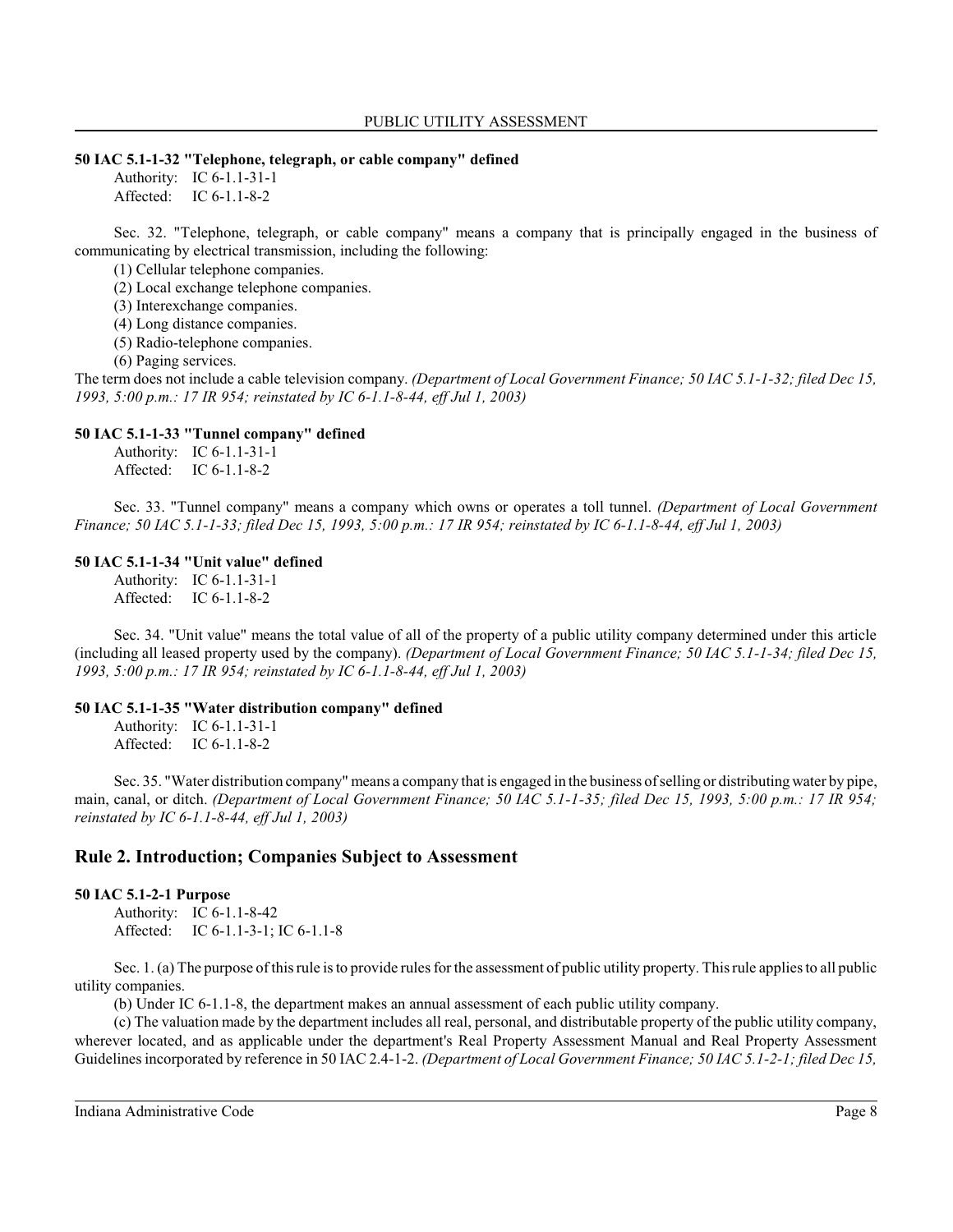#### 50 IAC 5.1-1-32 "Telephone, telegraph, or cable company" defined

Authority: IC 6-1.1-31-1
Affected: IC 6-1.1-8-2

Sec. 32. "Telephone, telegraph, or cable company" means a company that is principally engaged in the business of communicating by electrical transmission, including the following:

(1) Cellular telephone companies.
(2) Local exchange telephone companies.
(3) Interexchange companies.
(4) Long distance companies.
(5) Radio-telephone companies.
(6) Paging services.

The term does not include a cable television company. *(Department of Local Government Finance; 50 IAC 5.1-1-32; filed Dec 15, 1993, 5:00 p.m.: 17 IR 954; reinstated by IC 6-1.1-8-44, eff Jul 1, 2003)*

#### 50 IAC 5.1-1-33 "Tunnel company" defined

Authority: IC 6-1.1-31-1
Affected: IC 6-1.1-8-2

Sec. 33. "Tunnel company" means a company which owns or operates a toll tunnel. *(Department of Local Government Finance; 50 IAC 5.1-1-33; filed Dec 15, 1993, 5:00 p.m.: 17 IR 954; reinstated by IC 6-1.1-8-44, eff Jul 1, 2003)*

#### 50 IAC 5.1-1-34 "Unit value" defined

Authority: IC 6-1.1-31-1
Affected: IC 6-1.1-8-2

Sec. 34. "Unit value" means the total value of all of the property of a public utility company determined under this article (including all leased property used by the company). *(Department of Local Government Finance; 50 IAC 5.1-1-34; filed Dec 15, 1993, 5:00 p.m.: 17 IR 954; reinstated by IC 6-1.1-8-44, eff Jul 1, 2003)*

#### 50 IAC 5.1-1-35 "Water distribution company" defined

Authority: IC 6-1.1-31-1
Affected: IC 6-1.1-8-2

Sec. 35. "Water distribution company" means a company that is engaged in the business of selling or distributing water by pipe, main, canal, or ditch. *(Department of Local Government Finance; 50 IAC 5.1-1-35; filed Dec 15, 1993, 5:00 p.m.: 17 IR 954; reinstated by IC 6-1.1-8-44, eff Jul 1, 2003)*

## Rule 2. Introduction; Companies Subject to Assessment

#### 50 IAC 5.1-2-1 Purpose

Authority: IC 6-1.1-8-42
Affected: IC 6-1.1-3-1; IC 6-1.1-8

Sec. 1. (a) The purpose of this rule is to provide rules for the assessment of public utility property. This rule applies to all public utility companies.

(b) Under IC 6-1.1-8, the department makes an annual assessment of each public utility company.

(c) The valuation made by the department includes all real, personal, and distributable property of the public utility company, wherever located, and as applicable under the department's Real Property Assessment Manual and Real Property Assessment Guidelines incorporated by reference in 50 IAC 2.4-1-2. *(Department of Local Government Finance; 50 IAC 5.1-2-1; filed Dec 15,*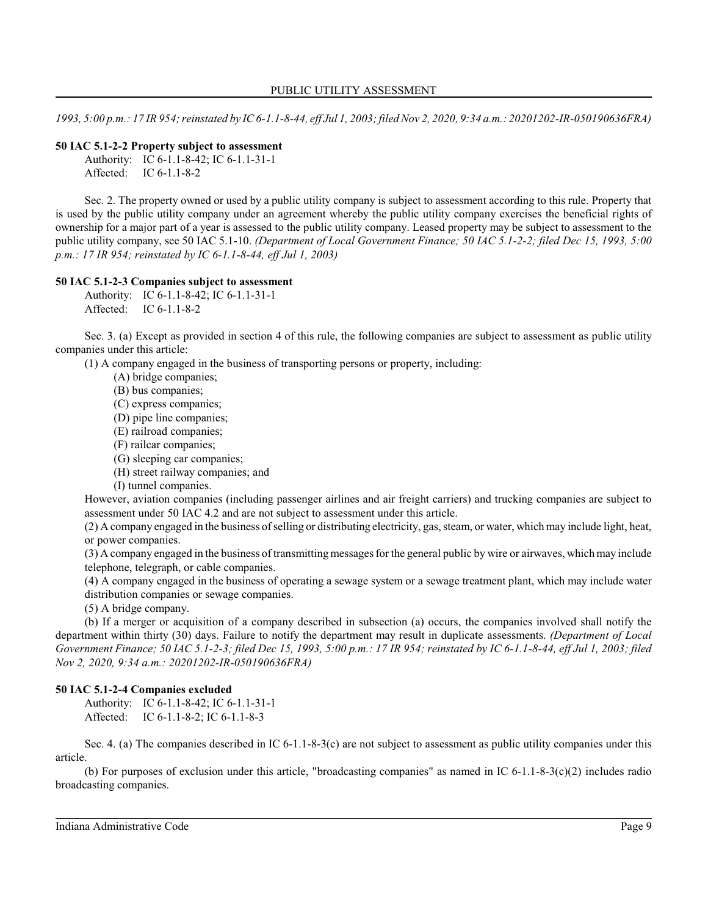*1993, 5:00 p.m.: 17 IR 954; reinstated by IC 6-1.1-8-44, eff Jul 1, 2003; filed Nov 2, 2020, 9:34 a.m.: 20201202-IR-050190636FRA)*

**50 IAC 5.1-2-2 Property subject to assessment**

Authority: IC 6-1.1-8-42; IC 6-1.1-31-1
Affected: IC 6-1.1-8-2

Sec. 2. The property owned or used by a public utility company is subject to assessment according to this rule. Property that is used by the public utility company under an agreement whereby the public utility company exercises the beneficial rights of ownership for a major part of a year is assessed to the public utility company. Leased property may be subject to assessment to the public utility company, see 50 IAC 5.1-10. *(Department of Local Government Finance; 50 IAC 5.1-2-2; filed Dec 15, 1993, 5:00 p.m.: 17 IR 954; reinstated by IC 6-1.1-8-44, eff Jul 1, 2003)*

**50 IAC 5.1-2-3 Companies subject to assessment**

Authority: IC 6-1.1-8-42; IC 6-1.1-31-1
Affected: IC 6-1.1-8-2

Sec. 3. (a) Except as provided in section 4 of this rule, the following companies are subject to assessment as public utility companies under this article:

(1) A company engaged in the business of transporting persons or property, including:

(A) bridge companies;
(B) bus companies;
(C) express companies;
(D) pipe line companies;
(E) railroad companies;
(F) railcar companies;
(G) sleeping car companies;
(H) street railway companies; and
(I) tunnel companies.

However, aviation companies (including passenger airlines and air freight carriers) and trucking companies are subject to assessment under 50 IAC 4.2 and are not subject to assessment under this article.

(2) A company engaged in the business of selling or distributing electricity, gas, steam, or water, which may include light, heat, or power companies.

(3) A company engaged in the business of transmitting messages for the general public by wire or airwaves, which may include telephone, telegraph, or cable companies.

(4) A company engaged in the business of operating a sewage system or a sewage treatment plant, which may include water distribution companies or sewage companies.

(5) A bridge company.

(b) If a merger or acquisition of a company described in subsection (a) occurs, the companies involved shall notify the department within thirty (30) days. Failure to notify the department may result in duplicate assessments. *(Department of Local Government Finance; 50 IAC 5.1-2-3; filed Dec 15, 1993, 5:00 p.m.: 17 IR 954; reinstated by IC 6-1.1-8-44, eff Jul 1, 2003; filed Nov 2, 2020, 9:34 a.m.: 20201202-IR-050190636FRA)*

**50 IAC 5.1-2-4 Companies excluded**

Authority: IC 6-1.1-8-42; IC 6-1.1-31-1
Affected: IC 6-1.1-8-2; IC 6-1.1-8-3

Sec. 4. (a) The companies described in IC 6-1.1-8-3(c) are not subject to assessment as public utility companies under this article.

(b) For purposes of exclusion under this article, "broadcasting companies" as named in IC 6-1.1-8-3(c)(2) includes radio broadcasting companies.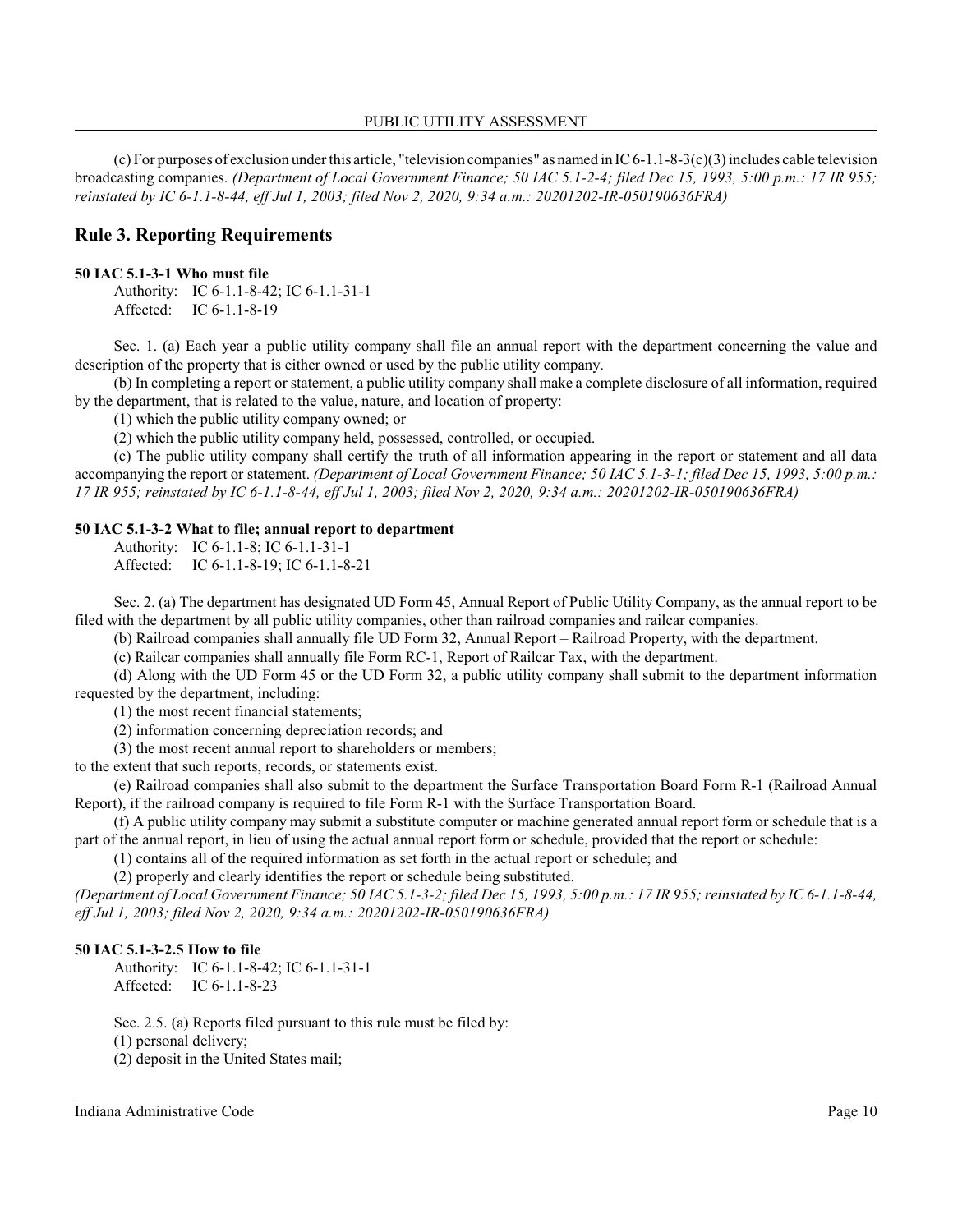(c) For purposes of exclusion under this article, "television companies" as named in IC 6-1.1-8-3(c)(3) includes cable television broadcasting companies. *(Department of Local Government Finance; 50 IAC 5.1-2-4; filed Dec 15, 1993, 5:00 p.m.: 17 IR 955; reinstated by IC 6-1.1-8-44, eff Jul 1, 2003; filed Nov 2, 2020, 9:34 a.m.: 20201202-IR-050190636FRA)*

## Rule 3. Reporting Requirements

**50 IAC 5.1-3-1 Who must file**

Authority: IC 6-1.1-8-42; IC 6-1.1-31-1
Affected: IC 6-1.1-8-19

Sec. 1. (a) Each year a public utility company shall file an annual report with the department concerning the value and description of the property that is either owned or used by the public utility company.

(b) In completing a report or statement, a public utility company shall make a complete disclosure of all information, required by the department, that is related to the value, nature, and location of property:

(1) which the public utility company owned; or

(2) which the public utility company held, possessed, controlled, or occupied.

(c) The public utility company shall certify the truth of all information appearing in the report or statement and all data accompanying the report or statement. *(Department of Local Government Finance; 50 IAC 5.1-3-1; filed Dec 15, 1993, 5:00 p.m.: 17 IR 955; reinstated by IC 6-1.1-8-44, eff Jul 1, 2003; filed Nov 2, 2020, 9:34 a.m.: 20201202-IR-050190636FRA)*

**50 IAC 5.1-3-2 What to file; annual report to department**

Authority: IC 6-1.1-8; IC 6-1.1-31-1
Affected: IC 6-1.1-8-19; IC 6-1.1-8-21

Sec. 2. (a) The department has designated UD Form 45, Annual Report of Public Utility Company, as the annual report to be filed with the department by all public utility companies, other than railroad companies and railcar companies.

(b) Railroad companies shall annually file UD Form 32, Annual Report – Railroad Property, with the department.

(c) Railcar companies shall annually file Form RC-1, Report of Railcar Tax, with the department.

(d) Along with the UD Form 45 or the UD Form 32, a public utility company shall submit to the department information requested by the department, including:

(1) the most recent financial statements;

(2) information concerning depreciation records; and

(3) the most recent annual report to shareholders or members;

to the extent that such reports, records, or statements exist.

(e) Railroad companies shall also submit to the department the Surface Transportation Board Form R-1 (Railroad Annual Report), if the railroad company is required to file Form R-1 with the Surface Transportation Board.

(f) A public utility company may submit a substitute computer or machine generated annual report form or schedule that is a part of the annual report, in lieu of using the actual annual report form or schedule, provided that the report or schedule:

(1) contains all of the required information as set forth in the actual report or schedule; and

(2) properly and clearly identifies the report or schedule being substituted.

*(Department of Local Government Finance; 50 IAC 5.1-3-2; filed Dec 15, 1993, 5:00 p.m.: 17 IR 955; reinstated by IC 6-1.1-8-44, eff Jul 1, 2003; filed Nov 2, 2020, 9:34 a.m.: 20201202-IR-050190636FRA)*

**50 IAC 5.1-3-2.5 How to file**

Authority: IC 6-1.1-8-42; IC 6-1.1-31-1
Affected: IC 6-1.1-8-23

Sec. 2.5. (a) Reports filed pursuant to this rule must be filed by:

(1) personal delivery;

(2) deposit in the United States mail;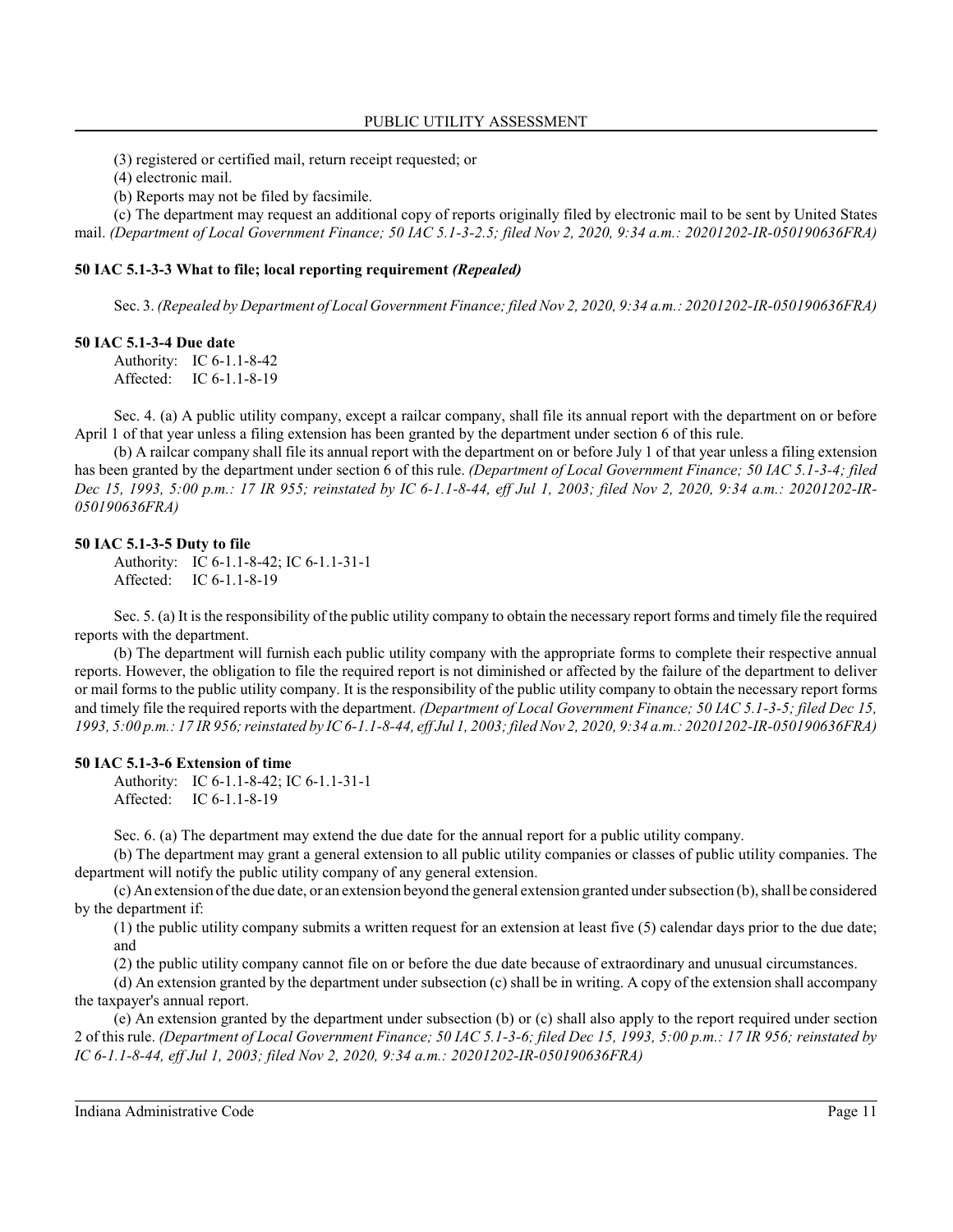(3) registered or certified mail, return receipt requested; or

(4) electronic mail.

(b) Reports may not be filed by facsimile.

(c) The department may request an additional copy of reports originally filed by electronic mail to be sent by United States mail. *(Department of Local Government Finance; 50 IAC 5.1-3-2.5; filed Nov 2, 2020, 9:34 a.m.: 20201202-IR-050190636FRA)*

**50 IAC 5.1-3-3 What to file; local reporting requirement *(Repealed)***

Sec. 3. *(Repealed by Department of Local Government Finance; filed Nov 2, 2020, 9:34 a.m.: 20201202-IR-050190636FRA)*

**50 IAC 5.1-3-4 Due date**

Authority: IC 6-1.1-8-42
Affected: IC 6-1.1-8-19

Sec. 4. (a) A public utility company, except a railcar company, shall file its annual report with the department on or before April 1 of that year unless a filing extension has been granted by the department under section 6 of this rule.

(b) A railcar company shall file its annual report with the department on or before July 1 of that year unless a filing extension has been granted by the department under section 6 of this rule. *(Department of Local Government Finance; 50 IAC 5.1-3-4; filed Dec 15, 1993, 5:00 p.m.: 17 IR 955; reinstated by IC 6-1.1-8-44, eff Jul 1, 2003; filed Nov 2, 2020, 9:34 a.m.: 20201202-IR-050190636FRA)*

**50 IAC 5.1-3-5 Duty to file**

Authority: IC 6-1.1-8-42; IC 6-1.1-31-1
Affected: IC 6-1.1-8-19

Sec. 5. (a) It is the responsibility of the public utility company to obtain the necessary report forms and timely file the required reports with the department.

(b) The department will furnish each public utility company with the appropriate forms to complete their respective annual reports. However, the obligation to file the required report is not diminished or affected by the failure of the department to deliver or mail forms to the public utility company. It is the responsibility of the public utility company to obtain the necessary report forms and timely file the required reports with the department. *(Department of Local Government Finance; 50 IAC 5.1-3-5; filed Dec 15, 1993, 5:00 p.m.: 17 IR 956; reinstated by IC 6-1.1-8-44, eff Jul 1, 2003; filed Nov 2, 2020, 9:34 a.m.: 20201202-IR-050190636FRA)*

**50 IAC 5.1-3-6 Extension of time**

Authority: IC 6-1.1-8-42; IC 6-1.1-31-1
Affected: IC 6-1.1-8-19

Sec. 6. (a) The department may extend the due date for the annual report for a public utility company.

(b) The department may grant a general extension to all public utility companies or classes of public utility companies. The department will notify the public utility company of any general extension.

(c) An extension of the due date, or an extension beyond the general extension granted under subsection (b), shall be considered by the department if:

(1) the public utility company submits a written request for an extension at least five (5) calendar days prior to the due date; and

(2) the public utility company cannot file on or before the due date because of extraordinary and unusual circumstances.

(d) An extension granted by the department under subsection (c) shall be in writing. A copy of the extension shall accompany the taxpayer's annual report.

(e) An extension granted by the department under subsection (b) or (c) shall also apply to the report required under section 2 of this rule. *(Department of Local Government Finance; 50 IAC 5.1-3-6; filed Dec 15, 1993, 5:00 p.m.: 17 IR 956; reinstated by IC 6-1.1-8-44, eff Jul 1, 2003; filed Nov 2, 2020, 9:34 a.m.: 20201202-IR-050190636FRA)*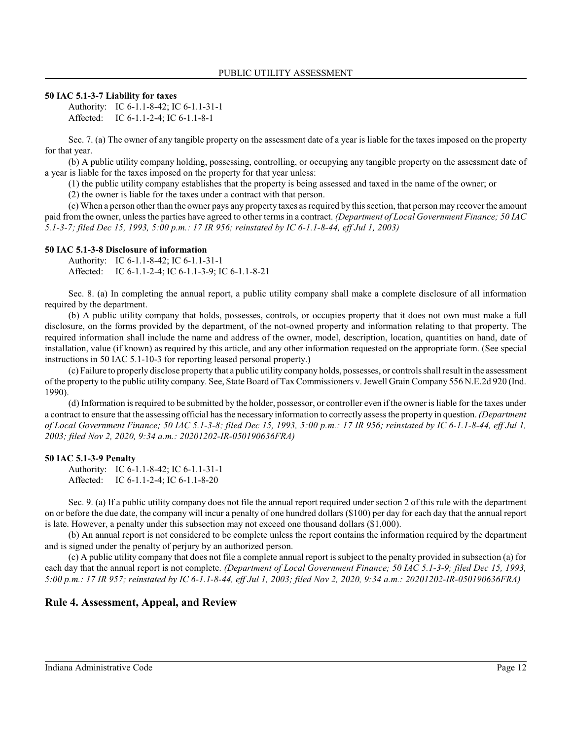**50 IAC 5.1-3-7 Liability for taxes**

Authority: IC 6-1.1-8-42; IC 6-1.1-31-1
Affected: IC 6-1.1-2-4; IC 6-1.1-8-1

Sec. 7. (a) The owner of any tangible property on the assessment date of a year is liable for the taxes imposed on the property for that year.

(b) A public utility company holding, possessing, controlling, or occupying any tangible property on the assessment date of a year is liable for the taxes imposed on the property for that year unless:

(1) the public utility company establishes that the property is being assessed and taxed in the name of the owner; or

(2) the owner is liable for the taxes under a contract with that person.

(c) When a person other than the owner pays any property taxes as required by this section, that person may recover the amount paid from the owner, unless the parties have agreed to other terms in a contract. *(Department of Local Government Finance; 50 IAC 5.1-3-7; filed Dec 15, 1993, 5:00 p.m.: 17 IR 956; reinstated by IC 6-1.1-8-44, eff Jul 1, 2003)*

**50 IAC 5.1-3-8 Disclosure of information**

Authority: IC 6-1.1-8-42; IC 6-1.1-31-1
Affected: IC 6-1.1-2-4; IC 6-1.1-3-9; IC 6-1.1-8-21

Sec. 8. (a) In completing the annual report, a public utility company shall make a complete disclosure of all information required by the department.

(b) A public utility company that holds, possesses, controls, or occupies property that it does not own must make a full disclosure, on the forms provided by the department, of the not-owned property and information relating to that property. The required information shall include the name and address of the owner, model, description, location, quantities on hand, date of installation, value (if known) as required by this article, and any other information requested on the appropriate form. (See special instructions in 50 IAC 5.1-10-3 for reporting leased personal property.)

(c) Failure to properly disclose property that a public utility company holds, possesses, or controls shall result in the assessment of the property to the public utility company. See, State Board of Tax Commissioners v. Jewell Grain Company 556 N.E.2d 920 (Ind. 1990).

(d) Information is required to be submitted by the holder, possessor, or controller even if the owner is liable for the taxes under a contract to ensure that the assessing official has the necessary information to correctly assess the property in question. *(Department of Local Government Finance; 50 IAC 5.1-3-8; filed Dec 15, 1993, 5:00 p.m.: 17 IR 956; reinstated by IC 6-1.1-8-44, eff Jul 1, 2003; filed Nov 2, 2020, 9:34 a.m.: 20201202-IR-050190636FRA)*

**50 IAC 5.1-3-9 Penalty**

Authority: IC 6-1.1-8-42; IC 6-1.1-31-1
Affected: IC 6-1.1-2-4; IC 6-1.1-8-20

Sec. 9. (a) If a public utility company does not file the annual report required under section 2 of this rule with the department on or before the due date, the company will incur a penalty of one hundred dollars ($100) per day for each day that the annual report is late. However, a penalty under this subsection may not exceed one thousand dollars ($1,000).

(b) An annual report is not considered to be complete unless the report contains the information required by the department and is signed under the penalty of perjury by an authorized person.

(c) A public utility company that does not file a complete annual report is subject to the penalty provided in subsection (a) for each day that the annual report is not complete. *(Department of Local Government Finance; 50 IAC 5.1-3-9; filed Dec 15, 1993, 5:00 p.m.: 17 IR 957; reinstated by IC 6-1.1-8-44, eff Jul 1, 2003; filed Nov 2, 2020, 9:34 a.m.: 20201202-IR-050190636FRA)*

## Rule 4. Assessment, Appeal, and Review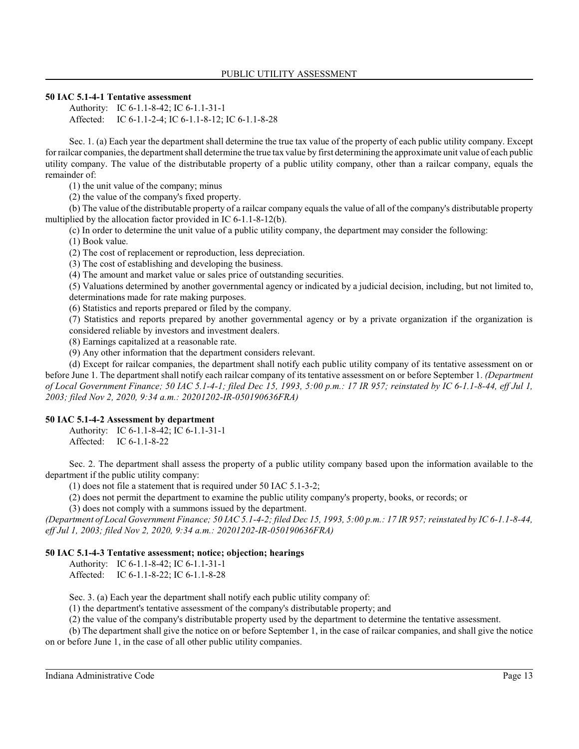**50 IAC 5.1-4-1 Tentative assessment**

Authority: IC 6-1.1-8-42; IC 6-1.1-31-1
Affected: IC 6-1.1-2-4; IC 6-1.1-8-12; IC 6-1.1-8-28

Sec. 1. (a) Each year the department shall determine the true tax value of the property of each public utility company. Except for railcar companies, the department shall determine the true tax value by first determining the approximate unit value of each public utility company. The value of the distributable property of a public utility company, other than a railcar company, equals the remainder of:

(1) the unit value of the company; minus

(2) the value of the company's fixed property.

(b) The value of the distributable property of a railcar company equals the value of all of the company's distributable property multiplied by the allocation factor provided in IC 6-1.1-8-12(b).

(c) In order to determine the unit value of a public utility company, the department may consider the following:

(1) Book value.

(2) The cost of replacement or reproduction, less depreciation.

(3) The cost of establishing and developing the business.

(4) The amount and market value or sales price of outstanding securities.

(5) Valuations determined by another governmental agency or indicated by a judicial decision, including, but not limited to, determinations made for rate making purposes.

(6) Statistics and reports prepared or filed by the company.

(7) Statistics and reports prepared by another governmental agency or by a private organization if the organization is considered reliable by investors and investment dealers.

(8) Earnings capitalized at a reasonable rate.

(9) Any other information that the department considers relevant.

(d) Except for railcar companies, the department shall notify each public utility company of its tentative assessment on or before June 1. The department shall notify each railcar company of its tentative assessment on or before September 1. *(Department of Local Government Finance; 50 IAC 5.1-4-1; filed Dec 15, 1993, 5:00 p.m.: 17 IR 957; reinstated by IC 6-1.1-8-44, eff Jul 1, 2003; filed Nov 2, 2020, 9:34 a.m.: 20201202-IR-050190636FRA)*

**50 IAC 5.1-4-2 Assessment by department**

Authority: IC 6-1.1-8-42; IC 6-1.1-31-1
Affected: IC 6-1.1-8-22

Sec. 2. The department shall assess the property of a public utility company based upon the information available to the department if the public utility company:

(1) does not file a statement that is required under 50 IAC 5.1-3-2;

(2) does not permit the department to examine the public utility company's property, books, or records; or

(3) does not comply with a summons issued by the department.

*(Department of Local Government Finance; 50 IAC 5.1-4-2; filed Dec 15, 1993, 5:00 p.m.: 17 IR 957; reinstated by IC 6-1.1-8-44, eff Jul 1, 2003; filed Nov 2, 2020, 9:34 a.m.: 20201202-IR-050190636FRA)*

**50 IAC 5.1-4-3 Tentative assessment; notice; objection; hearings**

Authority: IC 6-1.1-8-42; IC 6-1.1-31-1
Affected: IC 6-1.1-8-22; IC 6-1.1-8-28

Sec. 3. (a) Each year the department shall notify each public utility company of:

(1) the department's tentative assessment of the company's distributable property; and

(2) the value of the company's distributable property used by the department to determine the tentative assessment.

(b) The department shall give the notice on or before September 1, in the case of railcar companies, and shall give the notice on or before June 1, in the case of all other public utility companies.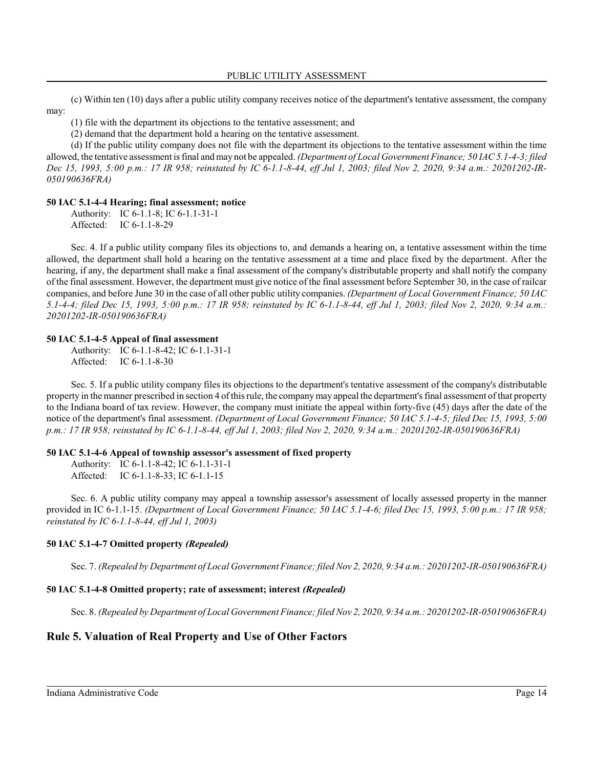(c) Within ten (10) days after a public utility company receives notice of the department's tentative assessment, the company may:

(1) file with the department its objections to the tentative assessment; and

(2) demand that the department hold a hearing on the tentative assessment.

(d) If the public utility company does not file with the department its objections to the tentative assessment within the time allowed, the tentative assessment is final and may not be appealed. *(Department of Local Government Finance; 50 IAC 5.1-4-3; filed Dec 15, 1993, 5:00 p.m.: 17 IR 958; reinstated by IC 6-1.1-8-44, eff Jul 1, 2003; filed Nov 2, 2020, 9:34 a.m.: 20201202-IR-050190636FRA)*

**50 IAC 5.1-4-4 Hearing; final assessment; notice**

Authority: IC 6-1.1-8; IC 6-1.1-31-1
Affected: IC 6-1.1-8-29

Sec. 4. If a public utility company files its objections to, and demands a hearing on, a tentative assessment within the time allowed, the department shall hold a hearing on the tentative assessment at a time and place fixed by the department. After the hearing, if any, the department shall make a final assessment of the company's distributable property and shall notify the company of the final assessment. However, the department must give notice of the final assessment before September 30, in the case of railcar companies, and before June 30 in the case of all other public utility companies. *(Department of Local Government Finance; 50 IAC 5.1-4-4; filed Dec 15, 1993, 5:00 p.m.: 17 IR 958; reinstated by IC 6-1.1-8-44, eff Jul 1, 2003; filed Nov 2, 2020, 9:34 a.m.: 20201202-IR-050190636FRA)*

**50 IAC 5.1-4-5 Appeal of final assessment**

Authority: IC 6-1.1-8-42; IC 6-1.1-31-1
Affected: IC 6-1.1-8-30

Sec. 5. If a public utility company files its objections to the department's tentative assessment of the company's distributable property in the manner prescribed in section 4 of this rule, the company may appeal the department's final assessment of that property to the Indiana board of tax review. However, the company must initiate the appeal within forty-five (45) days after the date of the notice of the department's final assessment. *(Department of Local Government Finance; 50 IAC 5.1-4-5; filed Dec 15, 1993, 5:00 p.m.: 17 IR 958; reinstated by IC 6-1.1-8-44, eff Jul 1, 2003; filed Nov 2, 2020, 9:34 a.m.: 20201202-IR-050190636FRA)*

**50 IAC 5.1-4-6 Appeal of township assessor's assessment of fixed property**

Authority: IC 6-1.1-8-42; IC 6-1.1-31-1
Affected: IC 6-1.1-8-33; IC 6-1.1-15

Sec. 6. A public utility company may appeal a township assessor's assessment of locally assessed property in the manner provided in IC 6-1.1-15. *(Department of Local Government Finance; 50 IAC 5.1-4-6; filed Dec 15, 1993, 5:00 p.m.: 17 IR 958; reinstated by IC 6-1.1-8-44, eff Jul 1, 2003)*

**50 IAC 5.1-4-7 Omitted property *(Repealed)***

Sec. 7. *(Repealed by Department of Local Government Finance; filed Nov 2, 2020, 9:34 a.m.: 20201202-IR-050190636FRA)*

**50 IAC 5.1-4-8 Omitted property; rate of assessment; interest *(Repealed)***

Sec. 8. *(Repealed by Department of Local Government Finance; filed Nov 2, 2020, 9:34 a.m.: 20201202-IR-050190636FRA)*

## Rule 5. Valuation of Real Property and Use of Other Factors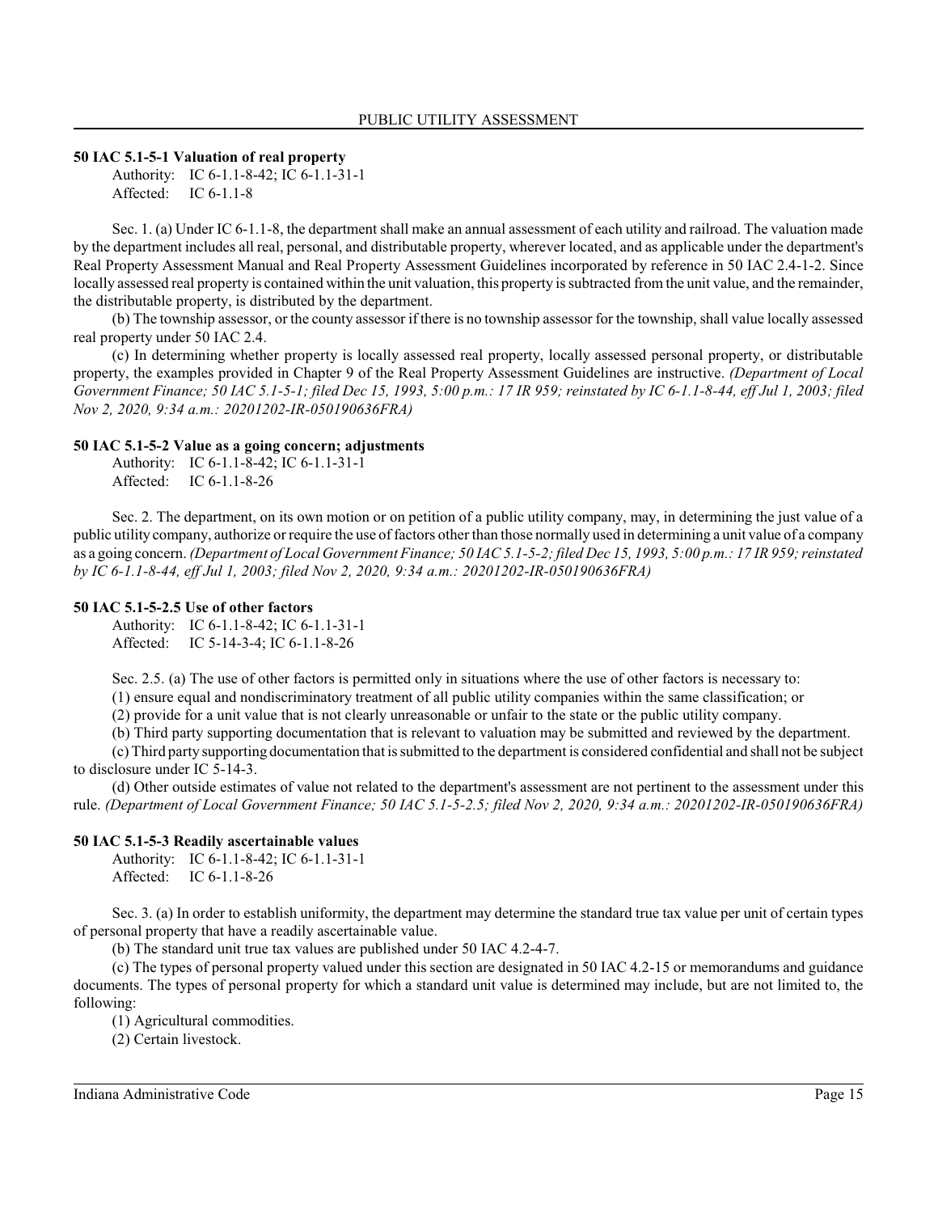### 50 IAC 5.1-5-1 Valuation of real property

Authority: IC 6-1.1-8-42; IC 6-1.1-31-1
Affected: IC 6-1.1-8

Sec. 1. (a) Under IC 6-1.1-8, the department shall make an annual assessment of each utility and railroad. The valuation made by the department includes all real, personal, and distributable property, wherever located, and as applicable under the department's Real Property Assessment Manual and Real Property Assessment Guidelines incorporated by reference in 50 IAC 2.4-1-2. Since locally assessed real property is contained within the unit valuation, this property is subtracted from the unit value, and the remainder, the distributable property, is distributed by the department.

(b) The township assessor, or the county assessor if there is no township assessor for the township, shall value locally assessed real property under 50 IAC 2.4.

(c) In determining whether property is locally assessed real property, locally assessed personal property, or distributable property, the examples provided in Chapter 9 of the Real Property Assessment Guidelines are instructive. *(Department of Local Government Finance; 50 IAC 5.1-5-1; filed Dec 15, 1993, 5:00 p.m.: 17 IR 959; reinstated by IC 6-1.1-8-44, eff Jul 1, 2003; filed Nov 2, 2020, 9:34 a.m.: 20201202-IR-050190636FRA)*

### 50 IAC 5.1-5-2 Value as a going concern; adjustments

Authority: IC 6-1.1-8-42; IC 6-1.1-31-1
Affected: IC 6-1.1-8-26

Sec. 2. The department, on its own motion or on petition of a public utility company, may, in determining the just value of a public utility company, authorize or require the use of factors other than those normally used in determining a unit value of a company as a going concern. *(Department of Local Government Finance; 50 IAC 5.1-5-2; filed Dec 15, 1993, 5:00 p.m.: 17 IR 959; reinstated by IC 6-1.1-8-44, eff Jul 1, 2003; filed Nov 2, 2020, 9:34 a.m.: 20201202-IR-050190636FRA)*

### 50 IAC 5.1-5-2.5 Use of other factors

Authority: IC 6-1.1-8-42; IC 6-1.1-31-1
Affected: IC 5-14-3-4; IC 6-1.1-8-26

Sec. 2.5. (a) The use of other factors is permitted only in situations where the use of other factors is necessary to:

(1) ensure equal and nondiscriminatory treatment of all public utility companies within the same classification; or

(2) provide for a unit value that is not clearly unreasonable or unfair to the state or the public utility company.

(b) Third party supporting documentation that is relevant to valuation may be submitted and reviewed by the department.

(c) Third party supporting documentation that is submitted to the department is considered confidential and shall not be subject to disclosure under IC 5-14-3.

(d) Other outside estimates of value not related to the department's assessment are not pertinent to the assessment under this rule. *(Department of Local Government Finance; 50 IAC 5.1-5-2.5; filed Nov 2, 2020, 9:34 a.m.: 20201202-IR-050190636FRA)*

### 50 IAC 5.1-5-3 Readily ascertainable values

Authority: IC 6-1.1-8-42; IC 6-1.1-31-1
Affected: IC 6-1.1-8-26

Sec. 3. (a) In order to establish uniformity, the department may determine the standard true tax value per unit of certain types of personal property that have a readily ascertainable value.

(b) The standard unit true tax values are published under 50 IAC 4.2-4-7.

(c) The types of personal property valued under this section are designated in 50 IAC 4.2-15 or memorandums and guidance documents. The types of personal property for which a standard unit value is determined may include, but are not limited to, the following:

(1) Agricultural commodities.

(2) Certain livestock.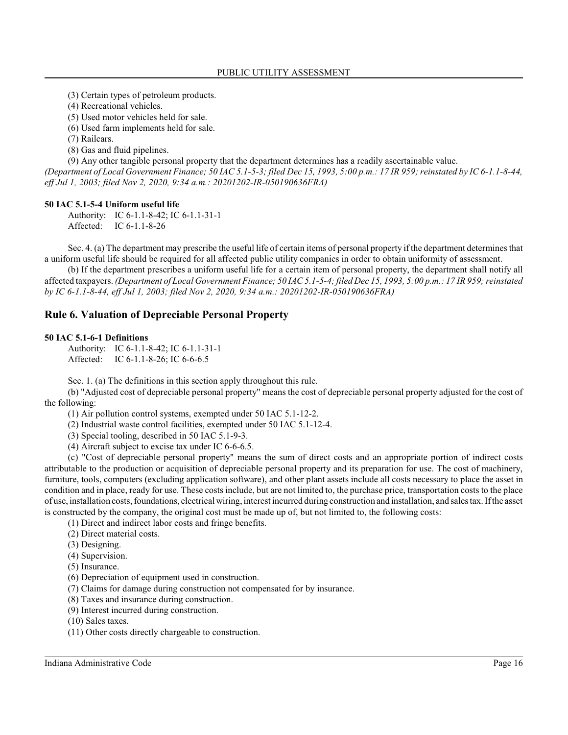(3) Certain types of petroleum products.

(4) Recreational vehicles.

(5) Used motor vehicles held for sale.

(6) Used farm implements held for sale.

(7) Railcars.

(8) Gas and fluid pipelines.

(9) Any other tangible personal property that the department determines has a readily ascertainable value.

*(Department of Local Government Finance; 50 IAC 5.1-5-3; filed Dec 15, 1993, 5:00 p.m.: 17 IR 959; reinstated by IC 6-1.1-8-44, eff Jul 1, 2003; filed Nov 2, 2020, 9:34 a.m.: 20201202-IR-050190636FRA)*

**50 IAC 5.1-5-4 Uniform useful life**

Authority: IC 6-1.1-8-42; IC 6-1.1-31-1
Affected: IC 6-1.1-8-26

Sec. 4. (a) The department may prescribe the useful life of certain items of personal property if the department determines that a uniform useful life should be required for all affected public utility companies in order to obtain uniformity of assessment.

(b) If the department prescribes a uniform useful life for a certain item of personal property, the department shall notify all affected taxpayers. *(Department of Local Government Finance; 50 IAC 5.1-5-4; filed Dec 15, 1993, 5:00 p.m.: 17 IR 959; reinstated by IC 6-1.1-8-44, eff Jul 1, 2003; filed Nov 2, 2020, 9:34 a.m.: 20201202-IR-050190636FRA)*

## Rule 6. Valuation of Depreciable Personal Property

**50 IAC 5.1-6-1 Definitions**

Authority: IC 6-1.1-8-42; IC 6-1.1-31-1
Affected: IC 6-1.1-8-26; IC 6-6-6.5

Sec. 1. (a) The definitions in this section apply throughout this rule.

(b) "Adjusted cost of depreciable personal property" means the cost of depreciable personal property adjusted for the cost of the following:

(1) Air pollution control systems, exempted under 50 IAC 5.1-12-2.

(2) Industrial waste control facilities, exempted under 50 IAC 5.1-12-4.

(3) Special tooling, described in 50 IAC 5.1-9-3.

(4) Aircraft subject to excise tax under IC 6-6-6.5.

(c) "Cost of depreciable personal property" means the sum of direct costs and an appropriate portion of indirect costs attributable to the production or acquisition of depreciable personal property and its preparation for use. The cost of machinery, furniture, tools, computers (excluding application software), and other plant assets include all costs necessary to place the asset in condition and in place, ready for use. These costs include, but are not limited to, the purchase price, transportation costs to the place of use, installation costs, foundations, electrical wiring, interest incurred during construction and installation, and sales tax. If the asset is constructed by the company, the original cost must be made up of, but not limited to, the following costs:

(1) Direct and indirect labor costs and fringe benefits.

(2) Direct material costs.

(3) Designing.

(4) Supervision.

(5) Insurance.

(6) Depreciation of equipment used in construction.

(7) Claims for damage during construction not compensated for by insurance.

(8) Taxes and insurance during construction.

(9) Interest incurred during construction.

(10) Sales taxes.

(11) Other costs directly chargeable to construction.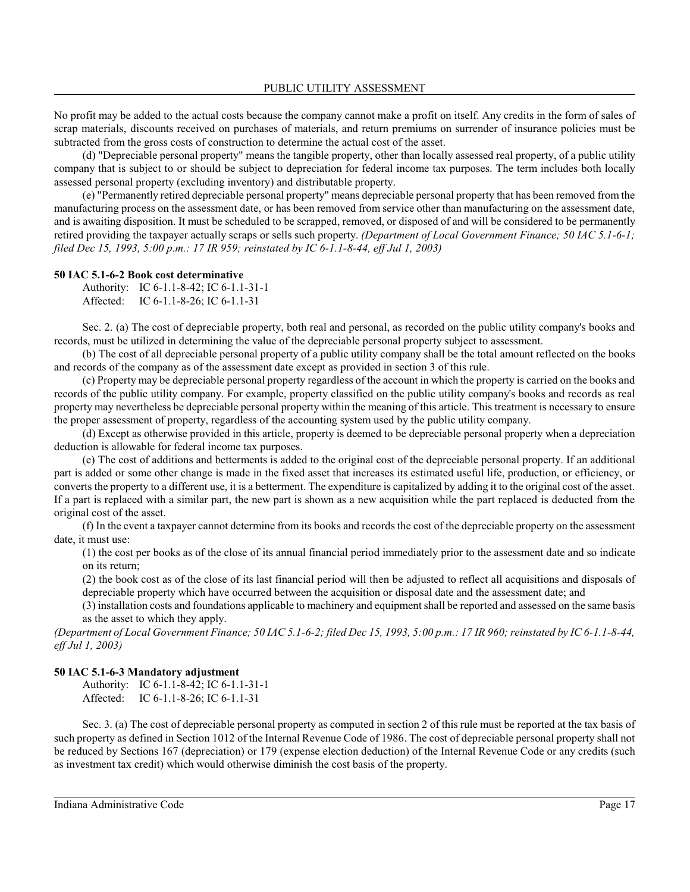No profit may be added to the actual costs because the company cannot make a profit on itself. Any credits in the form of sales of scrap materials, discounts received on purchases of materials, and return premiums on surrender of insurance policies must be subtracted from the gross costs of construction to determine the actual cost of the asset.

(d) "Depreciable personal property" means the tangible property, other than locally assessed real property, of a public utility company that is subject to or should be subject to depreciation for federal income tax purposes. The term includes both locally assessed personal property (excluding inventory) and distributable property.

(e) "Permanently retired depreciable personal property" means depreciable personal property that has been removed from the manufacturing process on the assessment date, or has been removed from service other than manufacturing on the assessment date, and is awaiting disposition. It must be scheduled to be scrapped, removed, or disposed of and will be considered to be permanently retired providing the taxpayer actually scraps or sells such property. *(Department of Local Government Finance; 50 IAC 5.1-6-1; filed Dec 15, 1993, 5:00 p.m.: 17 IR 959; reinstated by IC 6-1.1-8-44, eff Jul 1, 2003)*

**50 IAC 5.1-6-2 Book cost determinative**

Authority: IC 6-1.1-8-42; IC 6-1.1-31-1
Affected: IC 6-1.1-8-26; IC 6-1.1-31

Sec. 2. (a) The cost of depreciable property, both real and personal, as recorded on the public utility company's books and records, must be utilized in determining the value of the depreciable personal property subject to assessment.

(b) The cost of all depreciable personal property of a public utility company shall be the total amount reflected on the books and records of the company as of the assessment date except as provided in section 3 of this rule.

(c) Property may be depreciable personal property regardless of the account in which the property is carried on the books and records of the public utility company. For example, property classified on the public utility company's books and records as real property may nevertheless be depreciable personal property within the meaning of this article. This treatment is necessary to ensure the proper assessment of property, regardless of the accounting system used by the public utility company.

(d) Except as otherwise provided in this article, property is deemed to be depreciable personal property when a depreciation deduction is allowable for federal income tax purposes.

(e) The cost of additions and betterments is added to the original cost of the depreciable personal property. If an additional part is added or some other change is made in the fixed asset that increases its estimated useful life, production, or efficiency, or converts the property to a different use, it is a betterment. The expenditure is capitalized by adding it to the original cost of the asset. If a part is replaced with a similar part, the new part is shown as a new acquisition while the part replaced is deducted from the original cost of the asset.

(f) In the event a taxpayer cannot determine from its books and records the cost of the depreciable property on the assessment date, it must use:

(1) the cost per books as of the close of its annual financial period immediately prior to the assessment date and so indicate on its return;

(2) the book cost as of the close of its last financial period will then be adjusted to reflect all acquisitions and disposals of depreciable property which have occurred between the acquisition or disposal date and the assessment date; and

(3) installation costs and foundations applicable to machinery and equipment shall be reported and assessed on the same basis as the asset to which they apply.

*(Department of Local Government Finance; 50 IAC 5.1-6-2; filed Dec 15, 1993, 5:00 p.m.: 17 IR 960; reinstated by IC 6-1.1-8-44, eff Jul 1, 2003)*

**50 IAC 5.1-6-3 Mandatory adjustment**

Authority: IC 6-1.1-8-42; IC 6-1.1-31-1
Affected: IC 6-1.1-8-26; IC 6-1.1-31

Sec. 3. (a) The cost of depreciable personal property as computed in section 2 of this rule must be reported at the tax basis of such property as defined in Section 1012 of the Internal Revenue Code of 1986. The cost of depreciable personal property shall not be reduced by Sections 167 (depreciation) or 179 (expense election deduction) of the Internal Revenue Code or any credits (such as investment tax credit) which would otherwise diminish the cost basis of the property.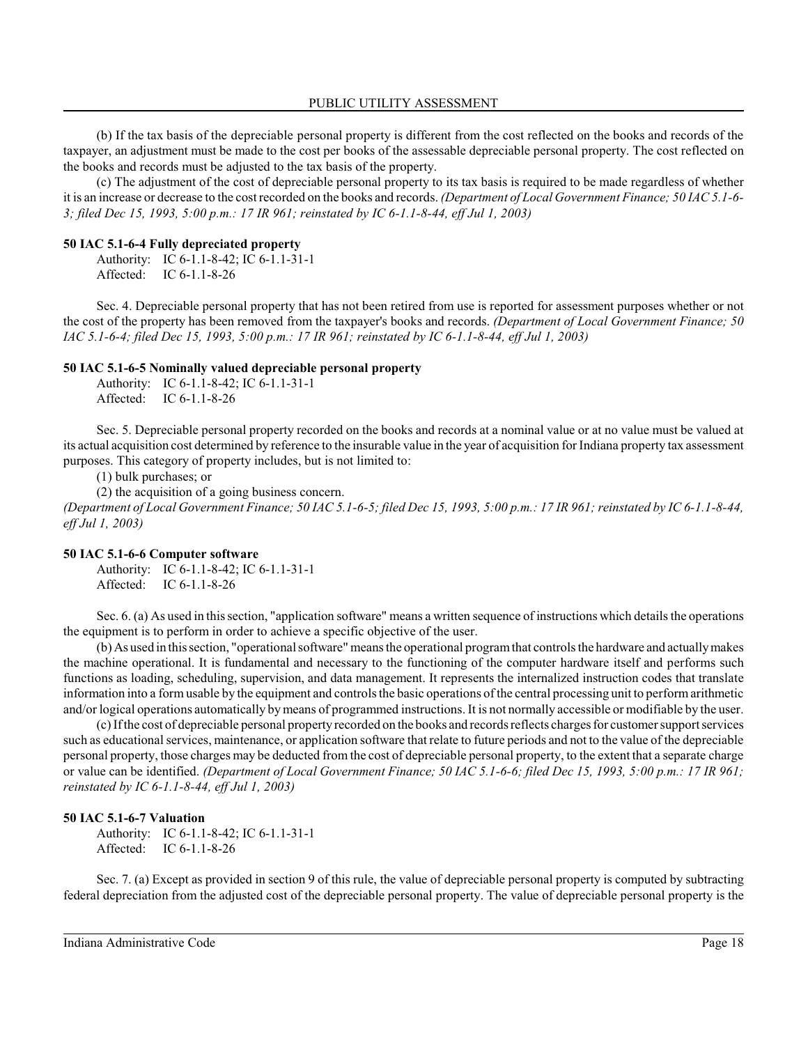(b) If the tax basis of the depreciable personal property is different from the cost reflected on the books and records of the taxpayer, an adjustment must be made to the cost per books of the assessable depreciable personal property. The cost reflected on the books and records must be adjusted to the tax basis of the property.

(c) The adjustment of the cost of depreciable personal property to its tax basis is required to be made regardless of whether it is an increase or decrease to the cost recorded on the books and records. *(Department of Local Government Finance; 50 IAC 5.1-6-3; filed Dec 15, 1993, 5:00 p.m.: 17 IR 961; reinstated by IC 6-1.1-8-44, eff Jul 1, 2003)*

**50 IAC 5.1-6-4 Fully depreciated property**

Authority: IC 6-1.1-8-42; IC 6-1.1-31-1
Affected: IC 6-1.1-8-26

Sec. 4. Depreciable personal property that has not been retired from use is reported for assessment purposes whether or not the cost of the property has been removed from the taxpayer's books and records. *(Department of Local Government Finance; 50 IAC 5.1-6-4; filed Dec 15, 1993, 5:00 p.m.: 17 IR 961; reinstated by IC 6-1.1-8-44, eff Jul 1, 2003)*

**50 IAC 5.1-6-5 Nominally valued depreciable personal property**

Authority: IC 6-1.1-8-42; IC 6-1.1-31-1
Affected: IC 6-1.1-8-26

Sec. 5. Depreciable personal property recorded on the books and records at a nominal value or at no value must be valued at its actual acquisition cost determined by reference to the insurable value in the year of acquisition for Indiana property tax assessment purposes. This category of property includes, but is not limited to:

(1) bulk purchases; or

(2) the acquisition of a going business concern.

*(Department of Local Government Finance; 50 IAC 5.1-6-5; filed Dec 15, 1993, 5:00 p.m.: 17 IR 961; reinstated by IC 6-1.1-8-44, eff Jul 1, 2003)*

**50 IAC 5.1-6-6 Computer software**

Authority: IC 6-1.1-8-42; IC 6-1.1-31-1
Affected: IC 6-1.1-8-26

Sec. 6. (a) As used in this section, "application software" means a written sequence of instructions which details the operations the equipment is to perform in order to achieve a specific objective of the user.

(b) As used in this section, "operational software" means the operational program that controls the hardware and actually makes the machine operational. It is fundamental and necessary to the functioning of the computer hardware itself and performs such functions as loading, scheduling, supervision, and data management. It represents the internalized instruction codes that translate information into a form usable by the equipment and controls the basic operations of the central processing unit to perform arithmetic and/or logical operations automatically by means of programmed instructions. It is not normally accessible or modifiable by the user.

(c) If the cost of depreciable personal property recorded on the books and records reflects charges for customer support services such as educational services, maintenance, or application software that relate to future periods and not to the value of the depreciable personal property, those charges may be deducted from the cost of depreciable personal property, to the extent that a separate charge or value can be identified. *(Department of Local Government Finance; 50 IAC 5.1-6-6; filed Dec 15, 1993, 5:00 p.m.: 17 IR 961; reinstated by IC 6-1.1-8-44, eff Jul 1, 2003)*

**50 IAC 5.1-6-7 Valuation**

Authority: IC 6-1.1-8-42; IC 6-1.1-31-1
Affected: IC 6-1.1-8-26

Sec. 7. (a) Except as provided in section 9 of this rule, the value of depreciable personal property is computed by subtracting federal depreciation from the adjusted cost of the depreciable personal property. The value of depreciable personal property is the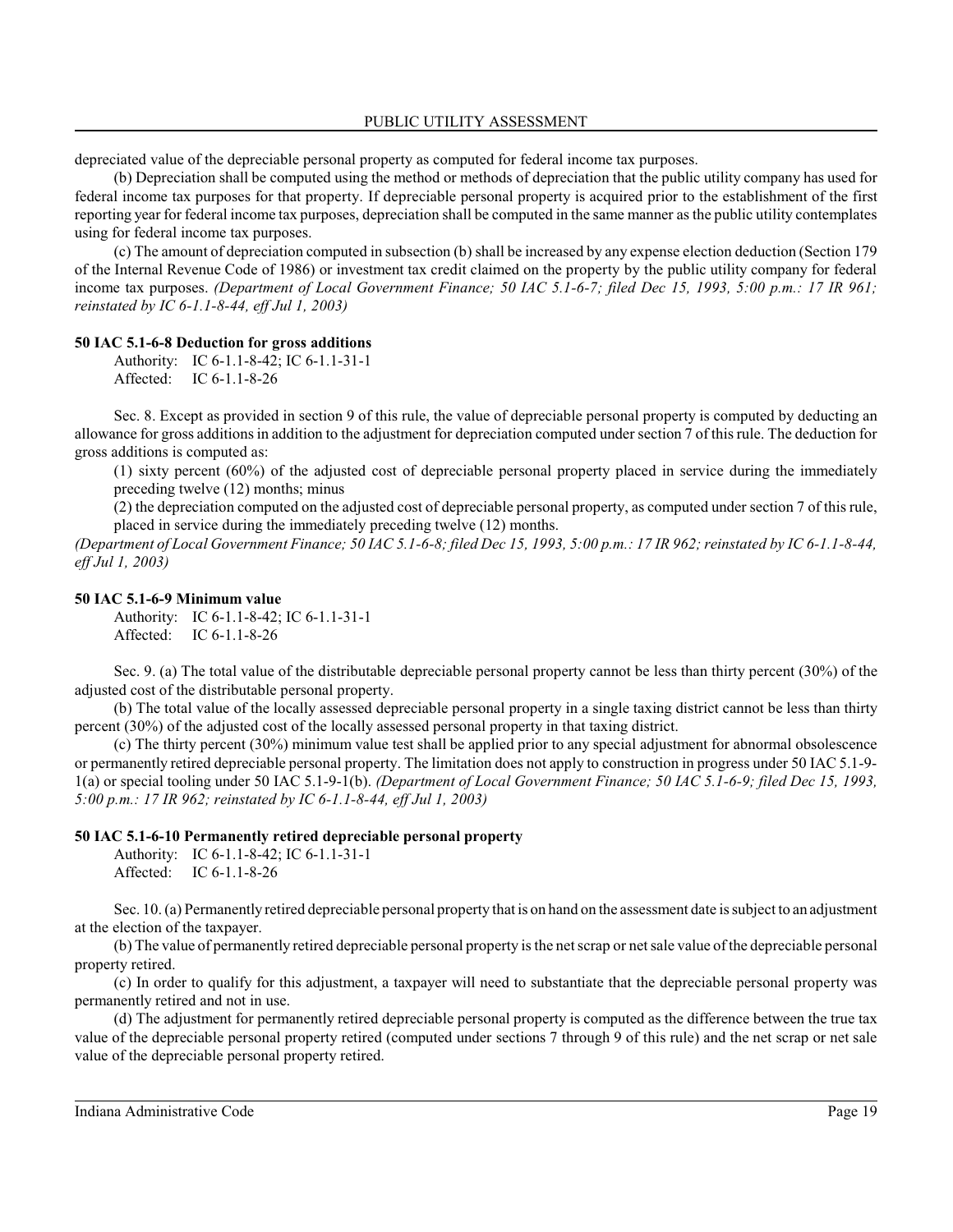depreciated value of the depreciable personal property as computed for federal income tax purposes.

(b) Depreciation shall be computed using the method or methods of depreciation that the public utility company has used for federal income tax purposes for that property. If depreciable personal property is acquired prior to the establishment of the first reporting year for federal income tax purposes, depreciation shall be computed in the same manner as the public utility contemplates using for federal income tax purposes.

(c) The amount of depreciation computed in subsection (b) shall be increased by any expense election deduction (Section 179 of the Internal Revenue Code of 1986) or investment tax credit claimed on the property by the public utility company for federal income tax purposes. *(Department of Local Government Finance; 50 IAC 5.1-6-7; filed Dec 15, 1993, 5:00 p.m.: 17 IR 961; reinstated by IC 6-1.1-8-44, eff Jul 1, 2003)*

### 50 IAC 5.1-6-8 Deduction for gross additions

Authority: IC 6-1.1-8-42; IC 6-1.1-31-1
Affected: IC 6-1.1-8-26

Sec. 8. Except as provided in section 9 of this rule, the value of depreciable personal property is computed by deducting an allowance for gross additions in addition to the adjustment for depreciation computed under section 7 of this rule. The deduction for gross additions is computed as:

(1) sixty percent (60%) of the adjusted cost of depreciable personal property placed in service during the immediately preceding twelve (12) months; minus

(2) the depreciation computed on the adjusted cost of depreciable personal property, as computed under section 7 of this rule, placed in service during the immediately preceding twelve (12) months.

*(Department of Local Government Finance; 50 IAC 5.1-6-8; filed Dec 15, 1993, 5:00 p.m.: 17 IR 962; reinstated by IC 6-1.1-8-44, eff Jul 1, 2003)*

### 50 IAC 5.1-6-9 Minimum value

Authority: IC 6-1.1-8-42; IC 6-1.1-31-1
Affected: IC 6-1.1-8-26

Sec. 9. (a) The total value of the distributable depreciable personal property cannot be less than thirty percent (30%) of the adjusted cost of the distributable personal property.

(b) The total value of the locally assessed depreciable personal property in a single taxing district cannot be less than thirty percent (30%) of the adjusted cost of the locally assessed personal property in that taxing district.

(c) The thirty percent (30%) minimum value test shall be applied prior to any special adjustment for abnormal obsolescence or permanently retired depreciable personal property. The limitation does not apply to construction in progress under 50 IAC 5.1-9-1(a) or special tooling under 50 IAC 5.1-9-1(b). *(Department of Local Government Finance; 50 IAC 5.1-6-9; filed Dec 15, 1993, 5:00 p.m.: 17 IR 962; reinstated by IC 6-1.1-8-44, eff Jul 1, 2003)*

### 50 IAC 5.1-6-10 Permanently retired depreciable personal property

Authority: IC 6-1.1-8-42; IC 6-1.1-31-1
Affected: IC 6-1.1-8-26

Sec. 10. (a) Permanently retired depreciable personal property that is on hand on the assessment date is subject to an adjustment at the election of the taxpayer.

(b) The value of permanently retired depreciable personal property is the net scrap or net sale value of the depreciable personal property retired.

(c) In order to qualify for this adjustment, a taxpayer will need to substantiate that the depreciable personal property was permanently retired and not in use.

(d) The adjustment for permanently retired depreciable personal property is computed as the difference between the true tax value of the depreciable personal property retired (computed under sections 7 through 9 of this rule) and the net scrap or net sale value of the depreciable personal property retired.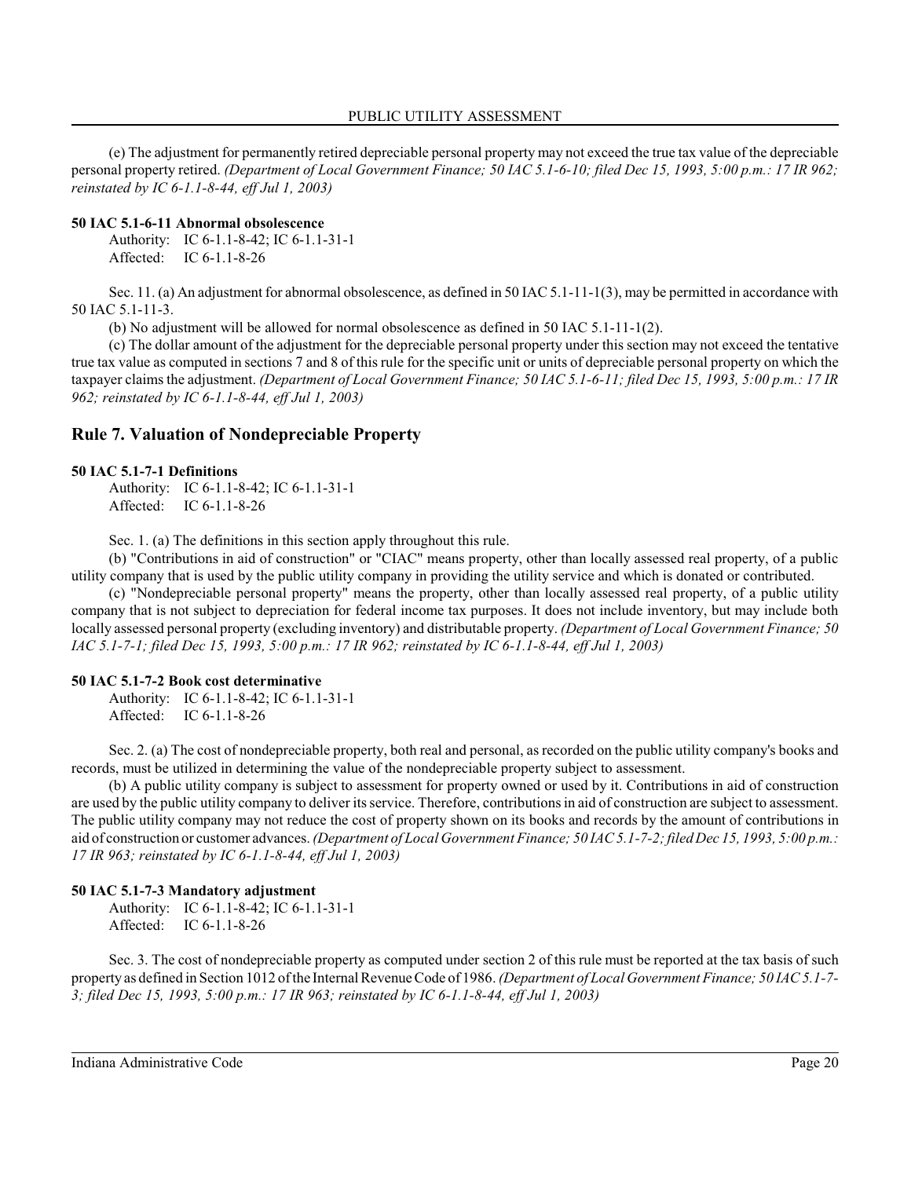(e) The adjustment for permanently retired depreciable personal property may not exceed the true tax value of the depreciable personal property retired. *(Department of Local Government Finance; 50 IAC 5.1-6-10; filed Dec 15, 1993, 5:00 p.m.: 17 IR 962; reinstated by IC 6-1.1-8-44, eff Jul 1, 2003)*

**50 IAC 5.1-6-11 Abnormal obsolescence**

Authority: IC 6-1.1-8-42; IC 6-1.1-31-1
Affected: IC 6-1.1-8-26

Sec. 11. (a) An adjustment for abnormal obsolescence, as defined in 50 IAC 5.1-11-1(3), may be permitted in accordance with 50 IAC 5.1-11-3.

(b) No adjustment will be allowed for normal obsolescence as defined in 50 IAC 5.1-11-1(2).

(c) The dollar amount of the adjustment for the depreciable personal property under this section may not exceed the tentative true tax value as computed in sections 7 and 8 of this rule for the specific unit or units of depreciable personal property on which the taxpayer claims the adjustment. *(Department of Local Government Finance; 50 IAC 5.1-6-11; filed Dec 15, 1993, 5:00 p.m.: 17 IR 962; reinstated by IC 6-1.1-8-44, eff Jul 1, 2003)*

## Rule 7. Valuation of Nondepreciable Property

**50 IAC 5.1-7-1 Definitions**

Authority: IC 6-1.1-8-42; IC 6-1.1-31-1
Affected: IC 6-1.1-8-26

Sec. 1. (a) The definitions in this section apply throughout this rule.

(b) "Contributions in aid of construction" or "CIAC" means property, other than locally assessed real property, of a public utility company that is used by the public utility company in providing the utility service and which is donated or contributed.

(c) "Nondepreciable personal property" means the property, other than locally assessed real property, of a public utility company that is not subject to depreciation for federal income tax purposes. It does not include inventory, but may include both locally assessed personal property (excluding inventory) and distributable property. *(Department of Local Government Finance; 50 IAC 5.1-7-1; filed Dec 15, 1993, 5:00 p.m.: 17 IR 962; reinstated by IC 6-1.1-8-44, eff Jul 1, 2003)*

**50 IAC 5.1-7-2 Book cost determinative**

Authority: IC 6-1.1-8-42; IC 6-1.1-31-1
Affected: IC 6-1.1-8-26

Sec. 2. (a) The cost of nondepreciable property, both real and personal, as recorded on the public utility company's books and records, must be utilized in determining the value of the nondepreciable property subject to assessment.

(b) A public utility company is subject to assessment for property owned or used by it. Contributions in aid of construction are used by the public utility company to deliver its service. Therefore, contributions in aid of construction are subject to assessment. The public utility company may not reduce the cost of property shown on its books and records by the amount of contributions in aid of construction or customer advances. *(Department of Local Government Finance; 50 IAC 5.1-7-2; filed Dec 15, 1993, 5:00 p.m.: 17 IR 963; reinstated by IC 6-1.1-8-44, eff Jul 1, 2003)*

**50 IAC 5.1-7-3 Mandatory adjustment**

Authority: IC 6-1.1-8-42; IC 6-1.1-31-1
Affected: IC 6-1.1-8-26

Sec. 3. The cost of nondepreciable property as computed under section 2 of this rule must be reported at the tax basis of such property as defined in Section 1012 of the Internal Revenue Code of 1986. *(Department of Local Government Finance; 50 IAC 5.1-7-3; filed Dec 15, 1993, 5:00 p.m.: 17 IR 963; reinstated by IC 6-1.1-8-44, eff Jul 1, 2003)*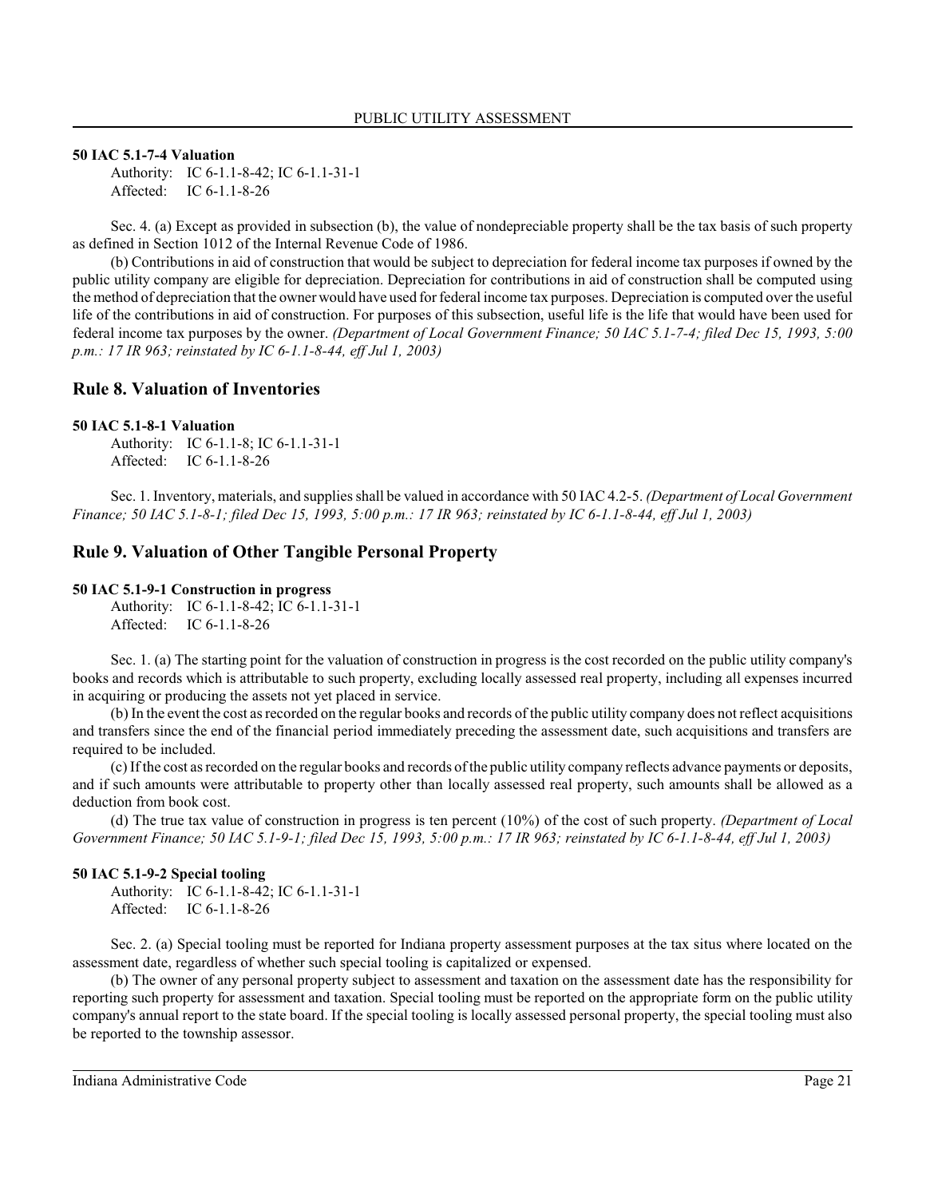**50 IAC 5.1-7-4 Valuation**

Authority: IC 6-1.1-8-42; IC 6-1.1-31-1
Affected: IC 6-1.1-8-26

Sec. 4. (a) Except as provided in subsection (b), the value of nondepreciable property shall be the tax basis of such property as defined in Section 1012 of the Internal Revenue Code of 1986.

(b) Contributions in aid of construction that would be subject to depreciation for federal income tax purposes if owned by the public utility company are eligible for depreciation. Depreciation for contributions in aid of construction shall be computed using the method of depreciation that the owner would have used for federal income tax purposes. Depreciation is computed over the useful life of the contributions in aid of construction. For purposes of this subsection, useful life is the life that would have been used for federal income tax purposes by the owner. *(Department of Local Government Finance; 50 IAC 5.1-7-4; filed Dec 15, 1993, 5:00 p.m.: 17 IR 963; reinstated by IC 6-1.1-8-44, eff Jul 1, 2003)*

## Rule 8. Valuation of Inventories

**50 IAC 5.1-8-1 Valuation**

Authority: IC 6-1.1-8; IC 6-1.1-31-1
Affected: IC 6-1.1-8-26

Sec. 1. Inventory, materials, and supplies shall be valued in accordance with 50 IAC 4.2-5. *(Department of Local Government Finance; 50 IAC 5.1-8-1; filed Dec 15, 1993, 5:00 p.m.: 17 IR 963; reinstated by IC 6-1.1-8-44, eff Jul 1, 2003)*

## Rule 9. Valuation of Other Tangible Personal Property

**50 IAC 5.1-9-1 Construction in progress**

Authority: IC 6-1.1-8-42; IC 6-1.1-31-1
Affected: IC 6-1.1-8-26

Sec. 1. (a) The starting point for the valuation of construction in progress is the cost recorded on the public utility company's books and records which is attributable to such property, excluding locally assessed real property, including all expenses incurred in acquiring or producing the assets not yet placed in service.

(b) In the event the cost as recorded on the regular books and records of the public utility company does not reflect acquisitions and transfers since the end of the financial period immediately preceding the assessment date, such acquisitions and transfers are required to be included.

(c) If the cost as recorded on the regular books and records of the public utility company reflects advance payments or deposits, and if such amounts were attributable to property other than locally assessed real property, such amounts shall be allowed as a deduction from book cost.

(d) The true tax value of construction in progress is ten percent (10%) of the cost of such property. *(Department of Local Government Finance; 50 IAC 5.1-9-1; filed Dec 15, 1993, 5:00 p.m.: 17 IR 963; reinstated by IC 6-1.1-8-44, eff Jul 1, 2003)*

**50 IAC 5.1-9-2 Special tooling**

Authority: IC 6-1.1-8-42; IC 6-1.1-31-1
Affected: IC 6-1.1-8-26

Sec. 2. (a) Special tooling must be reported for Indiana property assessment purposes at the tax situs where located on the assessment date, regardless of whether such special tooling is capitalized or expensed.

(b) The owner of any personal property subject to assessment and taxation on the assessment date has the responsibility for reporting such property for assessment and taxation. Special tooling must be reported on the appropriate form on the public utility company's annual report to the state board. If the special tooling is locally assessed personal property, the special tooling must also be reported to the township assessor.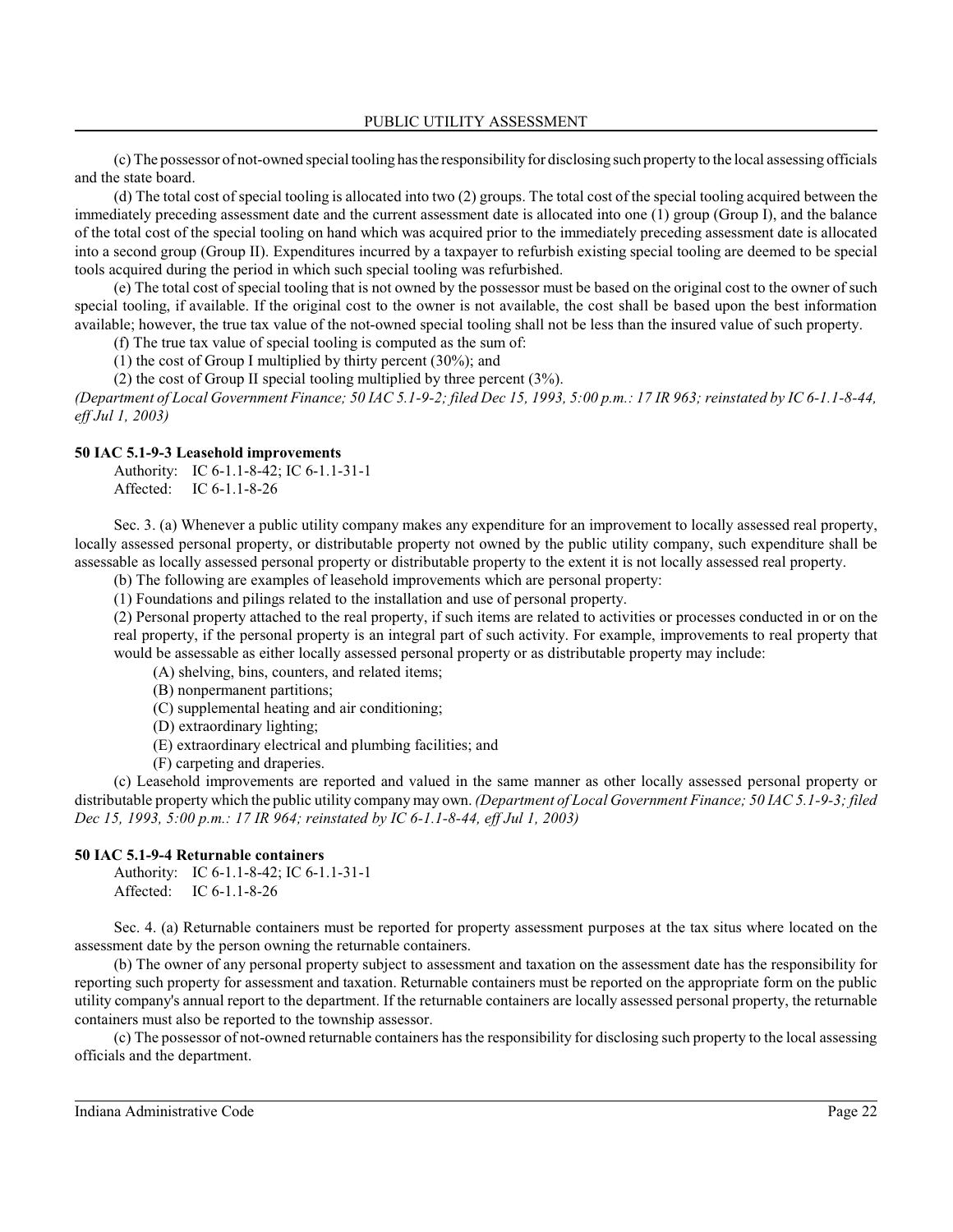(c) The possessor of not-owned special tooling has the responsibility for disclosing such property to the local assessing officials and the state board.

(d) The total cost of special tooling is allocated into two (2) groups. The total cost of the special tooling acquired between the immediately preceding assessment date and the current assessment date is allocated into one (1) group (Group I), and the balance of the total cost of the special tooling on hand which was acquired prior to the immediately preceding assessment date is allocated into a second group (Group II). Expenditures incurred by a taxpayer to refurbish existing special tooling are deemed to be special tools acquired during the period in which such special tooling was refurbished.

(e) The total cost of special tooling that is not owned by the possessor must be based on the original cost to the owner of such special tooling, if available. If the original cost to the owner is not available, the cost shall be based upon the best information available; however, the true tax value of the not-owned special tooling shall not be less than the insured value of such property.

(f) The true tax value of special tooling is computed as the sum of:

(1) the cost of Group I multiplied by thirty percent (30%); and

(2) the cost of Group II special tooling multiplied by three percent (3%).

*(Department of Local Government Finance; 50 IAC 5.1-9-2; filed Dec 15, 1993, 5:00 p.m.: 17 IR 963; reinstated by IC 6-1.1-8-44, eff Jul 1, 2003)*

**50 IAC 5.1-9-3 Leasehold improvements**

Authority: IC 6-1.1-8-42; IC 6-1.1-31-1
Affected: IC 6-1.1-8-26

Sec. 3. (a) Whenever a public utility company makes any expenditure for an improvement to locally assessed real property, locally assessed personal property, or distributable property not owned by the public utility company, such expenditure shall be assessable as locally assessed personal property or distributable property to the extent it is not locally assessed real property.

(b) The following are examples of leasehold improvements which are personal property:

(1) Foundations and pilings related to the installation and use of personal property.

(2) Personal property attached to the real property, if such items are related to activities or processes conducted in or on the real property, if the personal property is an integral part of such activity. For example, improvements to real property that would be assessable as either locally assessed personal property or as distributable property may include:

(A) shelving, bins, counters, and related items;

(B) nonpermanent partitions;

(C) supplemental heating and air conditioning;

(D) extraordinary lighting;

(E) extraordinary electrical and plumbing facilities; and

(F) carpeting and draperies.

(c) Leasehold improvements are reported and valued in the same manner as other locally assessed personal property or distributable property which the public utility company may own. *(Department of Local Government Finance; 50 IAC 5.1-9-3; filed Dec 15, 1993, 5:00 p.m.: 17 IR 964; reinstated by IC 6-1.1-8-44, eff Jul 1, 2003)*

**50 IAC 5.1-9-4 Returnable containers**

Authority: IC 6-1.1-8-42; IC 6-1.1-31-1
Affected: IC 6-1.1-8-26

Sec. 4. (a) Returnable containers must be reported for property assessment purposes at the tax situs where located on the assessment date by the person owning the returnable containers.

(b) The owner of any personal property subject to assessment and taxation on the assessment date has the responsibility for reporting such property for assessment and taxation. Returnable containers must be reported on the appropriate form on the public utility company's annual report to the department. If the returnable containers are locally assessed personal property, the returnable containers must also be reported to the township assessor.

(c) The possessor of not-owned returnable containers has the responsibility for disclosing such property to the local assessing officials and the department.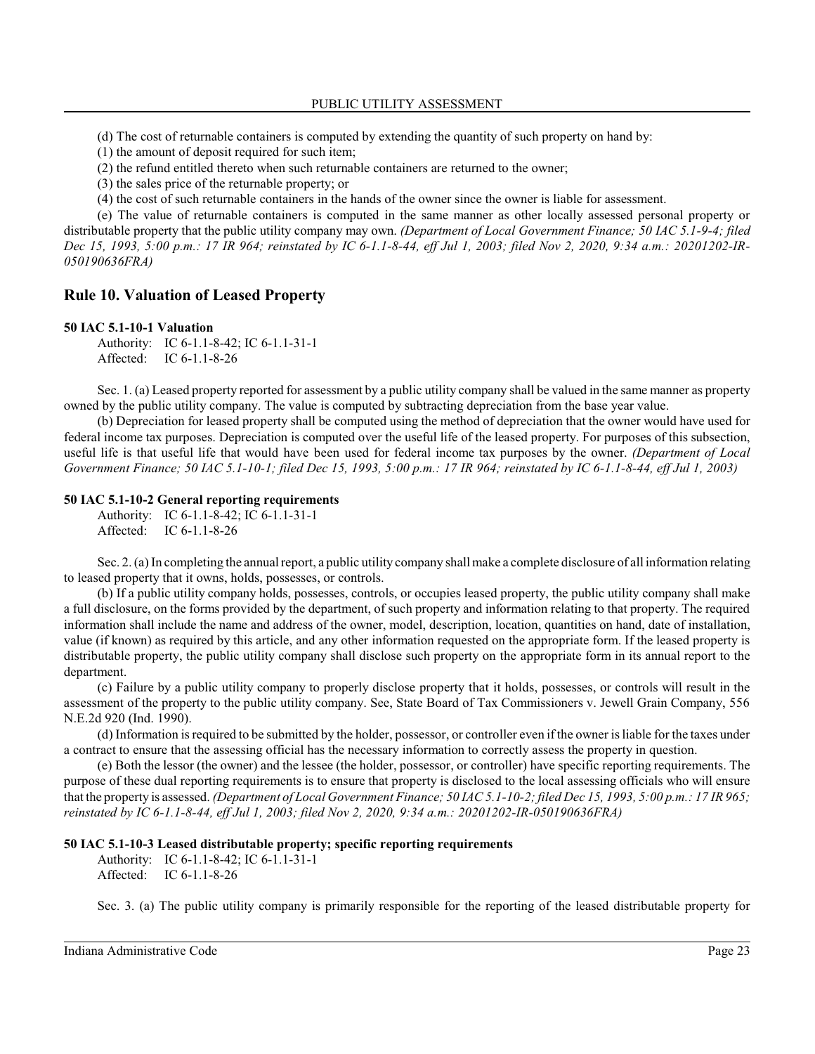(d) The cost of returnable containers is computed by extending the quantity of such property on hand by:

(1) the amount of deposit required for such item;

(2) the refund entitled thereto when such returnable containers are returned to the owner;

(3) the sales price of the returnable property; or

(4) the cost of such returnable containers in the hands of the owner since the owner is liable for assessment.

(e) The value of returnable containers is computed in the same manner as other locally assessed personal property or distributable property that the public utility company may own. *(Department of Local Government Finance; 50 IAC 5.1-9-4; filed Dec 15, 1993, 5:00 p.m.: 17 IR 964; reinstated by IC 6-1.1-8-44, eff Jul 1, 2003; filed Nov 2, 2020, 9:34 a.m.: 20201202-IR-050190636FRA)*

## Rule 10. Valuation of Leased Property

### 50 IAC 5.1-10-1 Valuation

Authority: IC 6-1.1-8-42; IC 6-1.1-31-1
Affected: IC 6-1.1-8-26

Sec. 1. (a) Leased property reported for assessment by a public utility company shall be valued in the same manner as property owned by the public utility company. The value is computed by subtracting depreciation from the base year value.

(b) Depreciation for leased property shall be computed using the method of depreciation that the owner would have used for federal income tax purposes. Depreciation is computed over the useful life of the leased property. For purposes of this subsection, useful life is that useful life that would have been used for federal income tax purposes by the owner. *(Department of Local Government Finance; 50 IAC 5.1-10-1; filed Dec 15, 1993, 5:00 p.m.: 17 IR 964; reinstated by IC 6-1.1-8-44, eff Jul 1, 2003)*

### 50 IAC 5.1-10-2 General reporting requirements

Authority: IC 6-1.1-8-42; IC 6-1.1-31-1
Affected: IC 6-1.1-8-26

Sec. 2. (a) In completing the annual report, a public utility company shall make a complete disclosure of all information relating to leased property that it owns, holds, possesses, or controls.

(b) If a public utility company holds, possesses, controls, or occupies leased property, the public utility company shall make a full disclosure, on the forms provided by the department, of such property and information relating to that property. The required information shall include the name and address of the owner, model, description, location, quantities on hand, date of installation, value (if known) as required by this article, and any other information requested on the appropriate form. If the leased property is distributable property, the public utility company shall disclose such property on the appropriate form in its annual report to the department.

(c) Failure by a public utility company to properly disclose property that it holds, possesses, or controls will result in the assessment of the property to the public utility company. See, State Board of Tax Commissioners v. Jewell Grain Company, 556 N.E.2d 920 (Ind. 1990).

(d) Information is required to be submitted by the holder, possessor, or controller even if the owner is liable for the taxes under a contract to ensure that the assessing official has the necessary information to correctly assess the property in question.

(e) Both the lessor (the owner) and the lessee (the holder, possessor, or controller) have specific reporting requirements. The purpose of these dual reporting requirements is to ensure that property is disclosed to the local assessing officials who will ensure that the property is assessed. *(Department of Local Government Finance; 50 IAC 5.1-10-2; filed Dec 15, 1993, 5:00 p.m.: 17 IR 965; reinstated by IC 6-1.1-8-44, eff Jul 1, 2003; filed Nov 2, 2020, 9:34 a.m.: 20201202-IR-050190636FRA)*

### 50 IAC 5.1-10-3 Leased distributable property; specific reporting requirements

Authority: IC 6-1.1-8-42; IC 6-1.1-31-1
Affected: IC 6-1.1-8-26

Sec. 3. (a) The public utility company is primarily responsible for the reporting of the leased distributable property for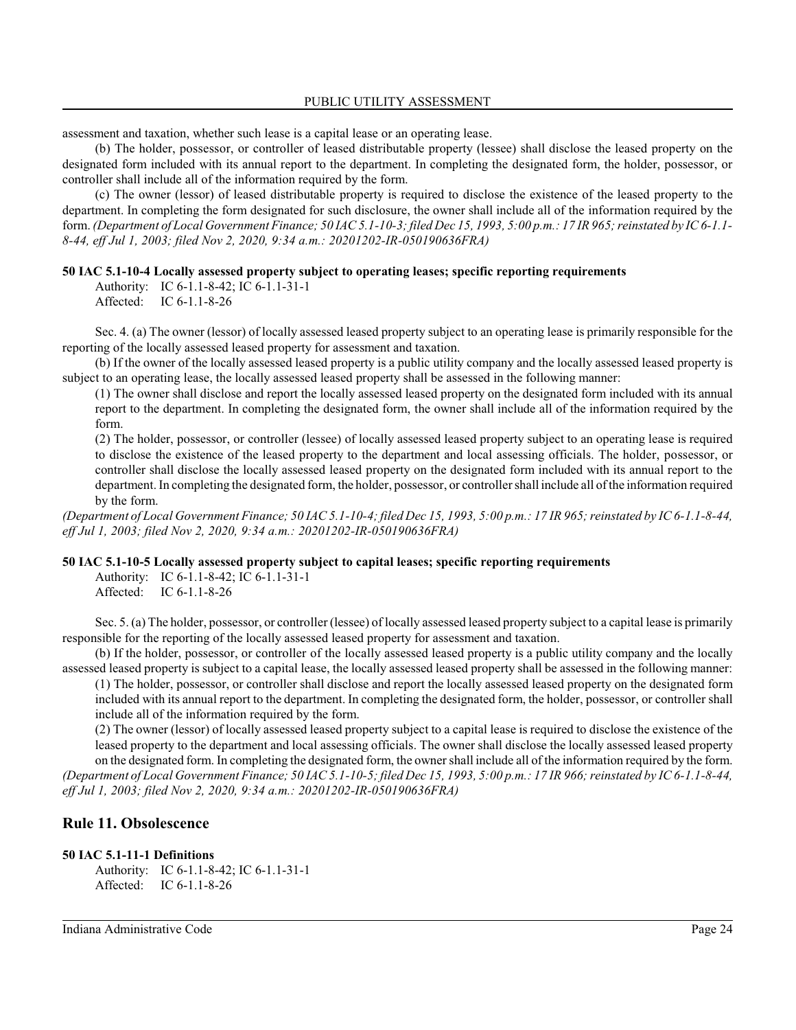assessment and taxation, whether such lease is a capital lease or an operating lease.

(b) The holder, possessor, or controller of leased distributable property (lessee) shall disclose the leased property on the designated form included with its annual report to the department. In completing the designated form, the holder, possessor, or controller shall include all of the information required by the form.

(c) The owner (lessor) of leased distributable property is required to disclose the existence of the leased property to the department. In completing the form designated for such disclosure, the owner shall include all of the information required by the form. *(Department of Local Government Finance; 50 IAC 5.1-10-3; filed Dec 15, 1993, 5:00 p.m.: 17 IR 965; reinstated by IC 6-1.1-8-44, eff Jul 1, 2003; filed Nov 2, 2020, 9:34 a.m.: 20201202-IR-050190636FRA)*

**50 IAC 5.1-10-4 Locally assessed property subject to operating leases; specific reporting requirements**

Authority: IC 6-1.1-8-42; IC 6-1.1-31-1
Affected: IC 6-1.1-8-26

Sec. 4. (a) The owner (lessor) of locally assessed leased property subject to an operating lease is primarily responsible for the reporting of the locally assessed leased property for assessment and taxation.

(b) If the owner of the locally assessed leased property is a public utility company and the locally assessed leased property is subject to an operating lease, the locally assessed leased property shall be assessed in the following manner:

(1) The owner shall disclose and report the locally assessed leased property on the designated form included with its annual report to the department. In completing the designated form, the owner shall include all of the information required by the form.

(2) The holder, possessor, or controller (lessee) of locally assessed leased property subject to an operating lease is required to disclose the existence of the leased property to the department and local assessing officials. The holder, possessor, or controller shall disclose the locally assessed leased property on the designated form included with its annual report to the department. In completing the designated form, the holder, possessor, or controller shall include all of the information required by the form.

*(Department of Local Government Finance; 50 IAC 5.1-10-4; filed Dec 15, 1993, 5:00 p.m.: 17 IR 965; reinstated by IC 6-1.1-8-44, eff Jul 1, 2003; filed Nov 2, 2020, 9:34 a.m.: 20201202-IR-050190636FRA)*

**50 IAC 5.1-10-5 Locally assessed property subject to capital leases; specific reporting requirements**

Authority: IC 6-1.1-8-42; IC 6-1.1-31-1
Affected: IC 6-1.1-8-26

Sec. 5. (a) The holder, possessor, or controller (lessee) of locally assessed leased property subject to a capital lease is primarily responsible for the reporting of the locally assessed leased property for assessment and taxation.

(b) If the holder, possessor, or controller of the locally assessed leased property is a public utility company and the locally assessed leased property is subject to a capital lease, the locally assessed leased property shall be assessed in the following manner:

(1) The holder, possessor, or controller shall disclose and report the locally assessed leased property on the designated form included with its annual report to the department. In completing the designated form, the holder, possessor, or controller shall include all of the information required by the form.

(2) The owner (lessor) of locally assessed leased property subject to a capital lease is required to disclose the existence of the leased property to the department and local assessing officials. The owner shall disclose the locally assessed leased property on the designated form. In completing the designated form, the owner shall include all of the information required by the form.

*(Department of Local Government Finance; 50 IAC 5.1-10-5; filed Dec 15, 1993, 5:00 p.m.: 17 IR 966; reinstated by IC 6-1.1-8-44, eff Jul 1, 2003; filed Nov 2, 2020, 9:34 a.m.: 20201202-IR-050190636FRA)*

## Rule 11. Obsolescence

**50 IAC 5.1-11-1 Definitions**

Authority: IC 6-1.1-8-42; IC 6-1.1-31-1
Affected: IC 6-1.1-8-26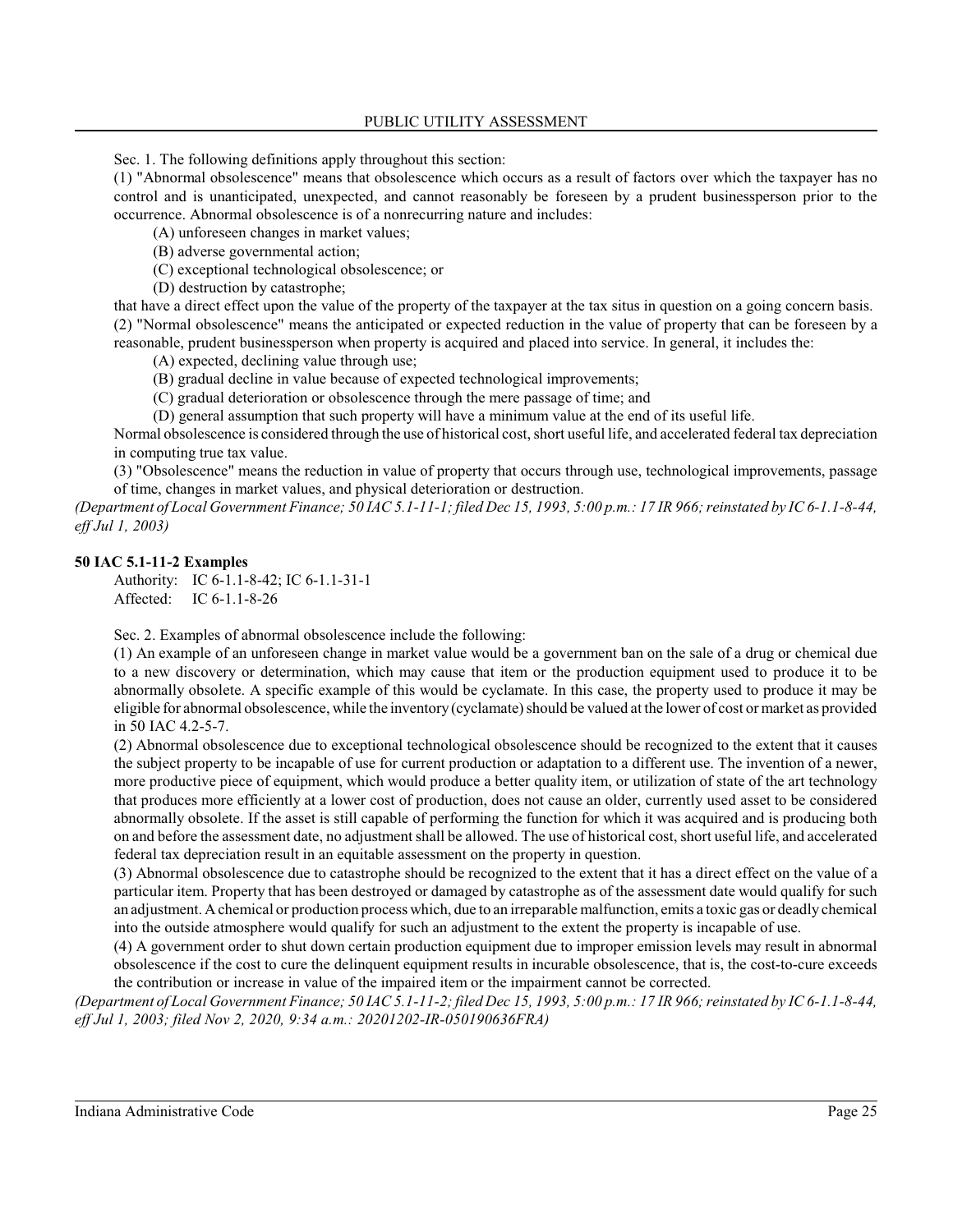Sec. 1. The following definitions apply throughout this section:

(1) "Abnormal obsolescence" means that obsolescence which occurs as a result of factors over which the taxpayer has no control and is unanticipated, unexpected, and cannot reasonably be foreseen by a prudent businessperson prior to the occurrence. Abnormal obsolescence is of a nonrecurring nature and includes:

(A) unforeseen changes in market values;

(B) adverse governmental action;

(C) exceptional technological obsolescence; or

(D) destruction by catastrophe;

that have a direct effect upon the value of the property of the taxpayer at the tax situs in question on a going concern basis.

(2) "Normal obsolescence" means the anticipated or expected reduction in the value of property that can be foreseen by a reasonable, prudent businessperson when property is acquired and placed into service. In general, it includes the:

(A) expected, declining value through use;

(B) gradual decline in value because of expected technological improvements;

(C) gradual deterioration or obsolescence through the mere passage of time; and

(D) general assumption that such property will have a minimum value at the end of its useful life.

Normal obsolescence is considered through the use of historical cost, short useful life, and accelerated federal tax depreciation in computing true tax value.

(3) "Obsolescence" means the reduction in value of property that occurs through use, technological improvements, passage of time, changes in market values, and physical deterioration or destruction.

*(Department of Local Government Finance; 50 IAC 5.1-11-1; filed Dec 15, 1993, 5:00 p.m.: 17 IR 966; reinstated by IC 6-1.1-8-44, eff Jul 1, 2003)*

**50 IAC 5.1-11-2 Examples**

Authority: IC 6-1.1-8-42; IC 6-1.1-31-1
Affected: IC 6-1.1-8-26

Sec. 2. Examples of abnormal obsolescence include the following:

(1) An example of an unforeseen change in market value would be a government ban on the sale of a drug or chemical due to a new discovery or determination, which may cause that item or the production equipment used to produce it to be abnormally obsolete. A specific example of this would be cyclamate. In this case, the property used to produce it may be eligible for abnormal obsolescence, while the inventory (cyclamate) should be valued at the lower of cost or market as provided in 50 IAC 4.2-5-7.

(2) Abnormal obsolescence due to exceptional technological obsolescence should be recognized to the extent that it causes the subject property to be incapable of use for current production or adaptation to a different use. The invention of a newer, more productive piece of equipment, which would produce a better quality item, or utilization of state of the art technology that produces more efficiently at a lower cost of production, does not cause an older, currently used asset to be considered abnormally obsolete. If the asset is still capable of performing the function for which it was acquired and is producing both on and before the assessment date, no adjustment shall be allowed. The use of historical cost, short useful life, and accelerated federal tax depreciation result in an equitable assessment on the property in question.

(3) Abnormal obsolescence due to catastrophe should be recognized to the extent that it has a direct effect on the value of a particular item. Property that has been destroyed or damaged by catastrophe as of the assessment date would qualify for such an adjustment. A chemical or production process which, due to an irreparable malfunction, emits a toxic gas or deadly chemical into the outside atmosphere would qualify for such an adjustment to the extent the property is incapable of use.

(4) A government order to shut down certain production equipment due to improper emission levels may result in abnormal obsolescence if the cost to cure the delinquent equipment results in incurable obsolescence, that is, the cost-to-cure exceeds the contribution or increase in value of the impaired item or the impairment cannot be corrected.

*(Department of Local Government Finance; 50 IAC 5.1-11-2; filed Dec 15, 1993, 5:00 p.m.: 17 IR 966; reinstated by IC 6-1.1-8-44, eff Jul 1, 2003; filed Nov 2, 2020, 9:34 a.m.: 20201202-IR-050190636FRA)*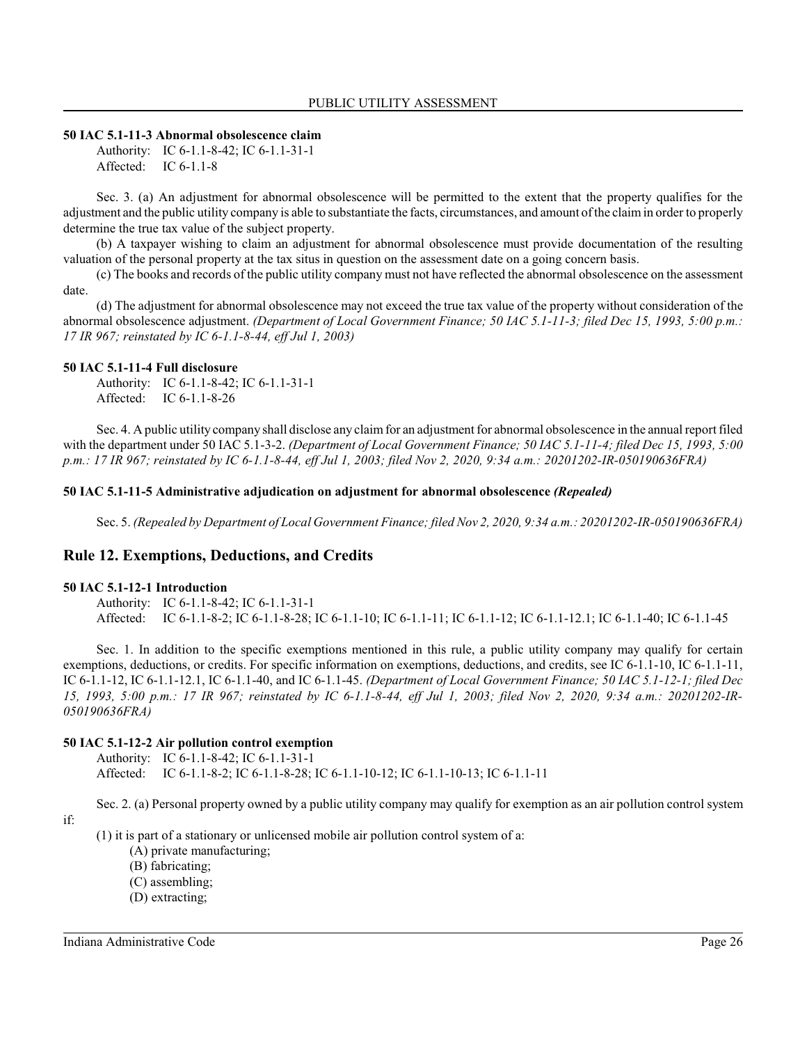**50 IAC 5.1-11-3 Abnormal obsolescence claim**

Authority: IC 6-1.1-8-42; IC 6-1.1-31-1
Affected: IC 6-1.1-8

Sec. 3. (a) An adjustment for abnormal obsolescence will be permitted to the extent that the property qualifies for the adjustment and the public utility company is able to substantiate the facts, circumstances, and amount of the claim in order to properly determine the true tax value of the subject property.

(b) A taxpayer wishing to claim an adjustment for abnormal obsolescence must provide documentation of the resulting valuation of the personal property at the tax situs in question on the assessment date on a going concern basis.

(c) The books and records of the public utility company must not have reflected the abnormal obsolescence on the assessment date.

(d) The adjustment for abnormal obsolescence may not exceed the true tax value of the property without consideration of the abnormal obsolescence adjustment. *(Department of Local Government Finance; 50 IAC 5.1-11-3; filed Dec 15, 1993, 5:00 p.m.: 17 IR 967; reinstated by IC 6-1.1-8-44, eff Jul 1, 2003)*

**50 IAC 5.1-11-4 Full disclosure**

Authority: IC 6-1.1-8-42; IC 6-1.1-31-1
Affected: IC 6-1.1-8-26

Sec. 4. A public utility company shall disclose any claim for an adjustment for abnormal obsolescence in the annual report filed with the department under 50 IAC 5.1-3-2. *(Department of Local Government Finance; 50 IAC 5.1-11-4; filed Dec 15, 1993, 5:00 p.m.: 17 IR 967; reinstated by IC 6-1.1-8-44, eff Jul 1, 2003; filed Nov 2, 2020, 9:34 a.m.: 20201202-IR-050190636FRA)*

**50 IAC 5.1-11-5 Administrative adjudication on adjustment for abnormal obsolescence *(Repealed)***

Sec. 5. *(Repealed by Department of Local Government Finance; filed Nov 2, 2020, 9:34 a.m.: 20201202-IR-050190636FRA)*

## Rule 12. Exemptions, Deductions, and Credits

**50 IAC 5.1-12-1 Introduction**

Authority: IC 6-1.1-8-42; IC 6-1.1-31-1
Affected: IC 6-1.1-8-2; IC 6-1.1-8-28; IC 6-1.1-10; IC 6-1.1-11; IC 6-1.1-12; IC 6-1.1-12.1; IC 6-1.1-40; IC 6-1.1-45

Sec. 1. In addition to the specific exemptions mentioned in this rule, a public utility company may qualify for certain exemptions, deductions, or credits. For specific information on exemptions, deductions, and credits, see IC 6-1.1-10, IC 6-1.1-11, IC 6-1.1-12, IC 6-1.1-12.1, IC 6-1.1-40, and IC 6-1.1-45. *(Department of Local Government Finance; 50 IAC 5.1-12-1; filed Dec 15, 1993, 5:00 p.m.: 17 IR 967; reinstated by IC 6-1.1-8-44, eff Jul 1, 2003; filed Nov 2, 2020, 9:34 a.m.: 20201202-IR-050190636FRA)*

**50 IAC 5.1-12-2 Air pollution control exemption**

Authority: IC 6-1.1-8-42; IC 6-1.1-31-1
Affected: IC 6-1.1-8-2; IC 6-1.1-8-28; IC 6-1.1-10-12; IC 6-1.1-10-13; IC 6-1.1-11

Sec. 2. (a) Personal property owned by a public utility company may qualify for exemption as an air pollution control system if:

(1) it is part of a stationary or unlicensed mobile air pollution control system of a:
  (A) private manufacturing;
  (B) fabricating;
  (C) assembling;
  (D) extracting;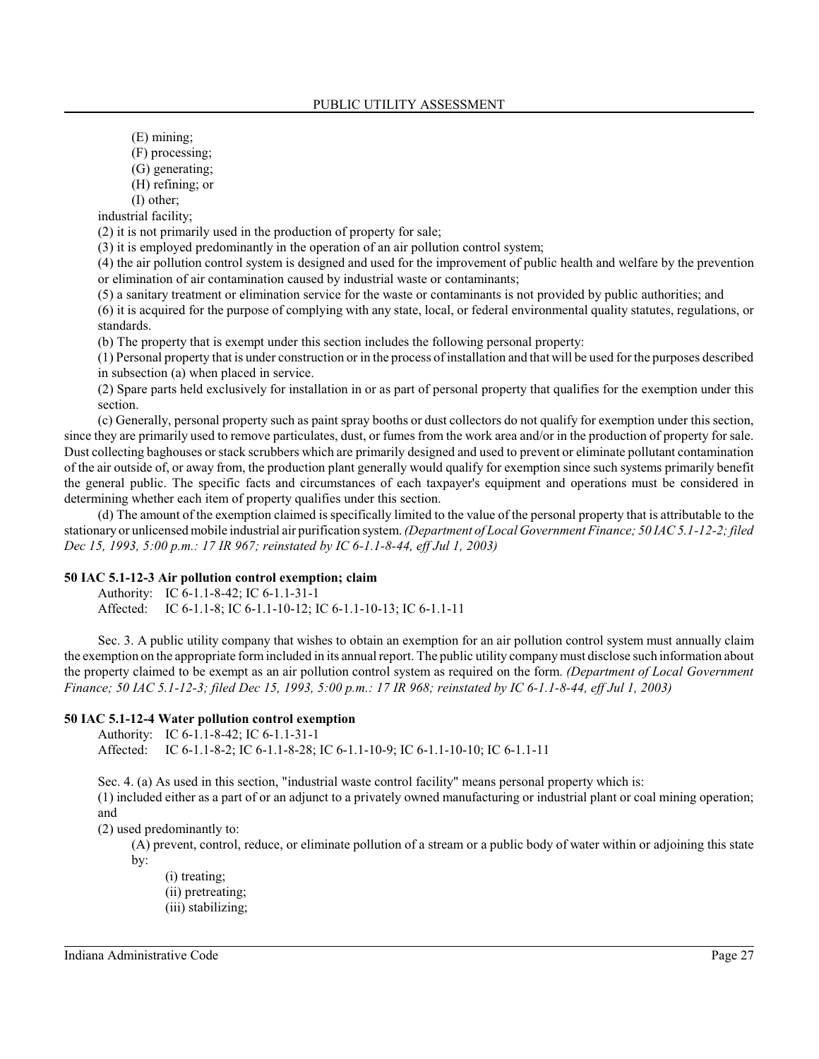(E) mining;
(F) processing;
(G) generating;
(H) refining; or
(I) other;

industrial facility;

(2) it is not primarily used in the production of property for sale;

(3) it is employed predominantly in the operation of an air pollution control system;

(4) the air pollution control system is designed and used for the improvement of public health and welfare by the prevention or elimination of air contamination caused by industrial waste or contaminants;

(5) a sanitary treatment or elimination service for the waste or contaminants is not provided by public authorities; and

(6) it is acquired for the purpose of complying with any state, local, or federal environmental quality statutes, regulations, or standards.

(b) The property that is exempt under this section includes the following personal property:

(1) Personal property that is under construction or in the process of installation and that will be used for the purposes described in subsection (a) when placed in service.

(2) Spare parts held exclusively for installation in or as part of personal property that qualifies for the exemption under this section.

(c) Generally, personal property such as paint spray booths or dust collectors do not qualify for exemption under this section, since they are primarily used to remove particulates, dust, or fumes from the work area and/or in the production of property for sale. Dust collecting baghouses or stack scrubbers which are primarily designed and used to prevent or eliminate pollutant contamination of the air outside of, or away from, the production plant generally would qualify for exemption since such systems primarily benefit the general public. The specific facts and circumstances of each taxpayer's equipment and operations must be considered in determining whether each item of property qualifies under this section.

(d) The amount of the exemption claimed is specifically limited to the value of the personal property that is attributable to the stationary or unlicensed mobile industrial air purification system. *(Department of Local Government Finance; 50 IAC 5.1-12-2; filed Dec 15, 1993, 5:00 p.m.: 17 IR 967; reinstated by IC 6-1.1-8-44, eff Jul 1, 2003)*

**50 IAC 5.1-12-3 Air pollution control exemption; claim**

Authority: IC 6-1.1-8-42; IC 6-1.1-31-1
Affected: IC 6-1.1-8; IC 6-1.1-10-12; IC 6-1.1-10-13; IC 6-1.1-11

Sec. 3. A public utility company that wishes to obtain an exemption for an air pollution control system must annually claim the exemption on the appropriate form included in its annual report. The public utility company must disclose such information about the property claimed to be exempt as an air pollution control system as required on the form. *(Department of Local Government Finance; 50 IAC 5.1-12-3; filed Dec 15, 1993, 5:00 p.m.: 17 IR 968; reinstated by IC 6-1.1-8-44, eff Jul 1, 2003)*

**50 IAC 5.1-12-4 Water pollution control exemption**

Authority: IC 6-1.1-8-42; IC 6-1.1-31-1
Affected: IC 6-1.1-8-2; IC 6-1.1-8-28; IC 6-1.1-10-9; IC 6-1.1-10-10; IC 6-1.1-11

Sec. 4. (a) As used in this section, "industrial waste control facility" means personal property which is:

(1) included either as a part of or an adjunct to a privately owned manufacturing or industrial plant or coal mining operation; and

(2) used predominantly to:

(A) prevent, control, reduce, or eliminate pollution of a stream or a public body of water within or adjoining this state by:

(i) treating;
(ii) pretreating;
(iii) stabilizing;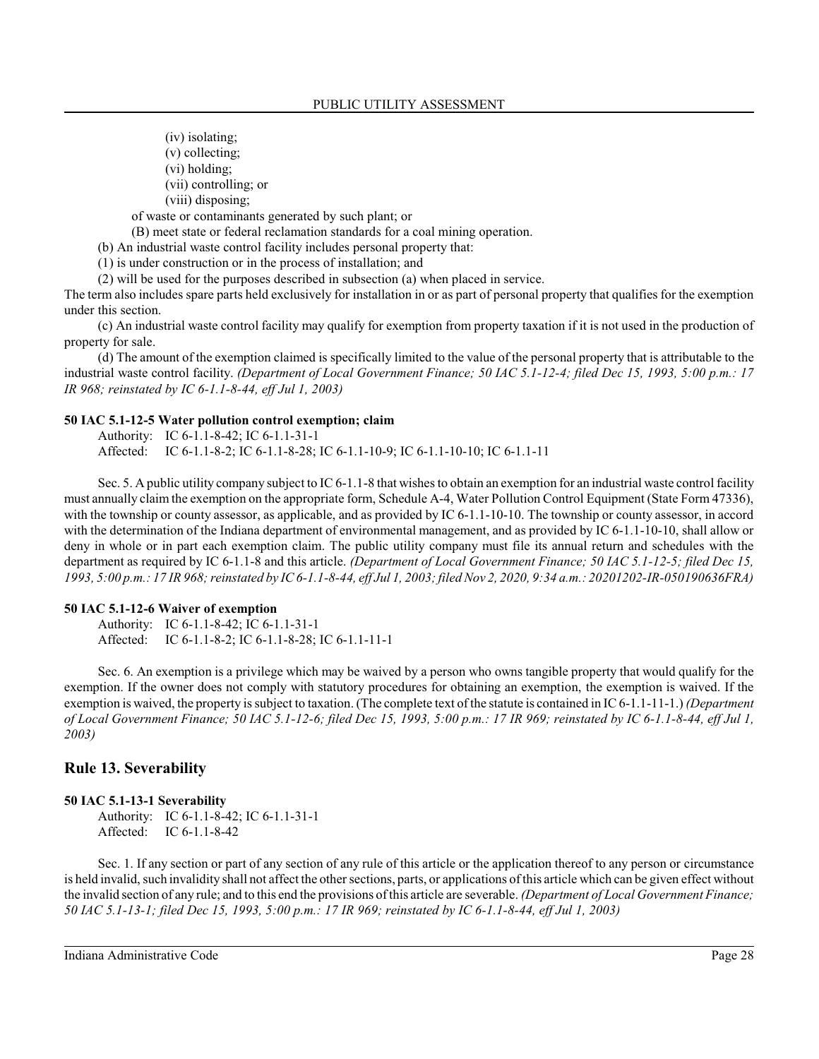(iv) isolating;
(v) collecting;
(vi) holding;
(vii) controlling; or
(viii) disposing;

of waste or contaminants generated by such plant; or

(B) meet state or federal reclamation standards for a coal mining operation.

(b) An industrial waste control facility includes personal property that:

(1) is under construction or in the process of installation; and

(2) will be used for the purposes described in subsection (a) when placed in service.

The term also includes spare parts held exclusively for installation in or as part of personal property that qualifies for the exemption under this section.

(c) An industrial waste control facility may qualify for exemption from property taxation if it is not used in the production of property for sale.

(d) The amount of the exemption claimed is specifically limited to the value of the personal property that is attributable to the industrial waste control facility. *(Department of Local Government Finance; 50 IAC 5.1-12-4; filed Dec 15, 1993, 5:00 p.m.: 17 IR 968; reinstated by IC 6-1.1-8-44, eff Jul 1, 2003)*

#### 50 IAC 5.1-12-5 Water pollution control exemption; claim

Authority: IC 6-1.1-8-42; IC 6-1.1-31-1
Affected: IC 6-1.1-8-2; IC 6-1.1-8-28; IC 6-1.1-10-9; IC 6-1.1-10-10; IC 6-1.1-11

Sec. 5. A public utility company subject to IC 6-1.1-8 that wishes to obtain an exemption for an industrial waste control facility must annually claim the exemption on the appropriate form, Schedule A-4, Water Pollution Control Equipment (State Form 47336), with the township or county assessor, as applicable, and as provided by IC 6-1.1-10-10. The township or county assessor, in accord with the determination of the Indiana department of environmental management, and as provided by IC 6-1.1-10-10, shall allow or deny in whole or in part each exemption claim. The public utility company must file its annual return and schedules with the department as required by IC 6-1.1-8 and this article. *(Department of Local Government Finance; 50 IAC 5.1-12-5; filed Dec 15, 1993, 5:00 p.m.: 17 IR 968; reinstated by IC 6-1.1-8-44, eff Jul 1, 2003; filed Nov 2, 2020, 9:34 a.m.: 20201202-IR-050190636FRA)*

#### 50 IAC 5.1-12-6 Waiver of exemption

Authority: IC 6-1.1-8-42; IC 6-1.1-31-1
Affected: IC 6-1.1-8-2; IC 6-1.1-8-28; IC 6-1.1-11-1

Sec. 6. An exemption is a privilege which may be waived by a person who owns tangible property that would qualify for the exemption. If the owner does not comply with statutory procedures for obtaining an exemption, the exemption is waived. If the exemption is waived, the property is subject to taxation. (The complete text of the statute is contained in IC 6-1.1-11-1.) *(Department of Local Government Finance; 50 IAC 5.1-12-6; filed Dec 15, 1993, 5:00 p.m.: 17 IR 969; reinstated by IC 6-1.1-8-44, eff Jul 1, 2003)*

## Rule 13. Severability

#### 50 IAC 5.1-13-1 Severability

Authority: IC 6-1.1-8-42; IC 6-1.1-31-1
Affected: IC 6-1.1-8-42

Sec. 1. If any section or part of any section of any rule of this article or the application thereof to any person or circumstance is held invalid, such invalidity shall not affect the other sections, parts, or applications of this article which can be given effect without the invalid section of any rule; and to this end the provisions of this article are severable. *(Department of Local Government Finance; 50 IAC 5.1-13-1; filed Dec 15, 1993, 5:00 p.m.: 17 IR 969; reinstated by IC 6-1.1-8-44, eff Jul 1, 2003)*